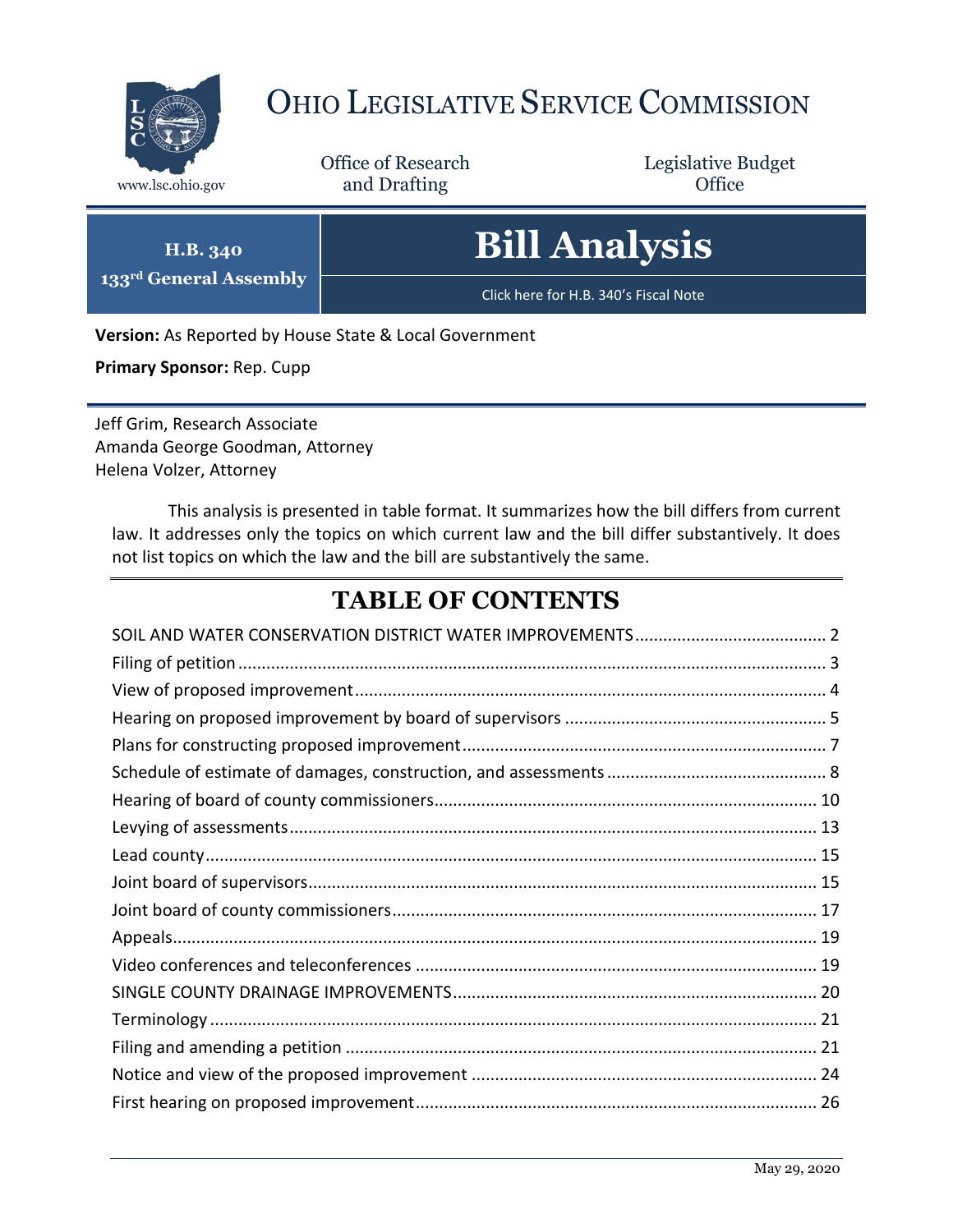# OHIO LEGISLATIVE SERVICE COMMISSION

www.lsc.ohio.gov

Office of Research and Drafting

Legislative Budget Office

**H.B. 340**
**133rd General Assembly**

# Bill Analysis

Click here for H.B. 340's Fiscal Note

**Version:** As Reported by House State & Local Government

**Primary Sponsor:** Rep. Cupp

Jeff Grim, Research Associate
Amanda George Goodman, Attorney
Helena Volzer, Attorney

This analysis is presented in table format. It summarizes how the bill differs from current law. It addresses only the topics on which current law and the bill differ substantively. It does not list topics on which the law and the bill are substantively the same.

## TABLE OF CONTENTS

SOIL AND WATER CONSERVATION DISTRICT WATER IMPROVEMENTS ........ 2
Filing of petition ........ 3
View of proposed improvement ........ 4
Hearing on proposed improvement by board of supervisors ........ 5
Plans for constructing proposed improvement ........ 7
Schedule of estimate of damages, construction, and assessments ........ 8
Hearing of board of county commissioners ........ 10
Levying of assessments ........ 13
Lead county ........ 15
Joint board of supervisors ........ 15
Joint board of county commissioners ........ 17
Appeals ........ 19
Video conferences and teleconferences ........ 19
SINGLE COUNTY DRAINAGE IMPROVEMENTS ........ 20
Terminology ........ 21
Filing and amending a petition ........ 21
Notice and view of the proposed improvement ........ 24
First hearing on proposed improvement ........ 26

May 29, 2020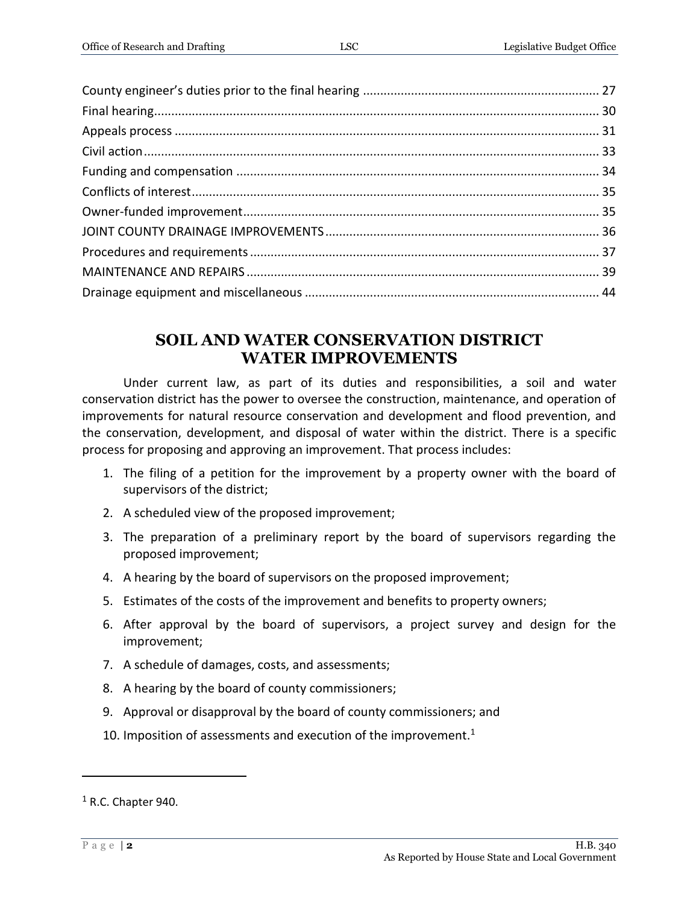County engineer's duties prior to the final hearing .................................................................... 27
Final hearing................................................................................................................................ 30
Appeals process .......................................................................................................................... 31
Civil action................................................................................................................................... 33
Funding and compensation ......................................................................................................... 34
Conflicts of interest...................................................................................................................... 35
Owner-funded improvement....................................................................................................... 35
JOINT COUNTY DRAINAGE IMPROVEMENTS ............................................................................... 36
Procedures and requirements ..................................................................................................... 37
MAINTENANCE AND REPAIRS ...................................................................................................... 39
Drainage equipment and miscellaneous ..................................................................................... 44

## SOIL AND WATER CONSERVATION DISTRICT WATER IMPROVEMENTS

Under current law, as part of its duties and responsibilities, a soil and water conservation district has the power to oversee the construction, maintenance, and operation of improvements for natural resource conservation and development and flood prevention, and the conservation, development, and disposal of water within the district. There is a specific process for proposing and approving an improvement. That process includes:

1. The filing of a petition for the improvement by a property owner with the board of supervisors of the district;
2. A scheduled view of the proposed improvement;
3. The preparation of a preliminary report by the board of supervisors regarding the proposed improvement;
4. A hearing by the board of supervisors on the proposed improvement;
5. Estimates of the costs of the improvement and benefits to property owners;
6. After approval by the board of supervisors, a project survey and design for the improvement;
7. A schedule of damages, costs, and assessments;
8. A hearing by the board of county commissioners;
9. Approval or disapproval by the board of county commissioners; and
10. Imposition of assessments and execution of the improvement.[1]

[1] R.C. Chapter 940.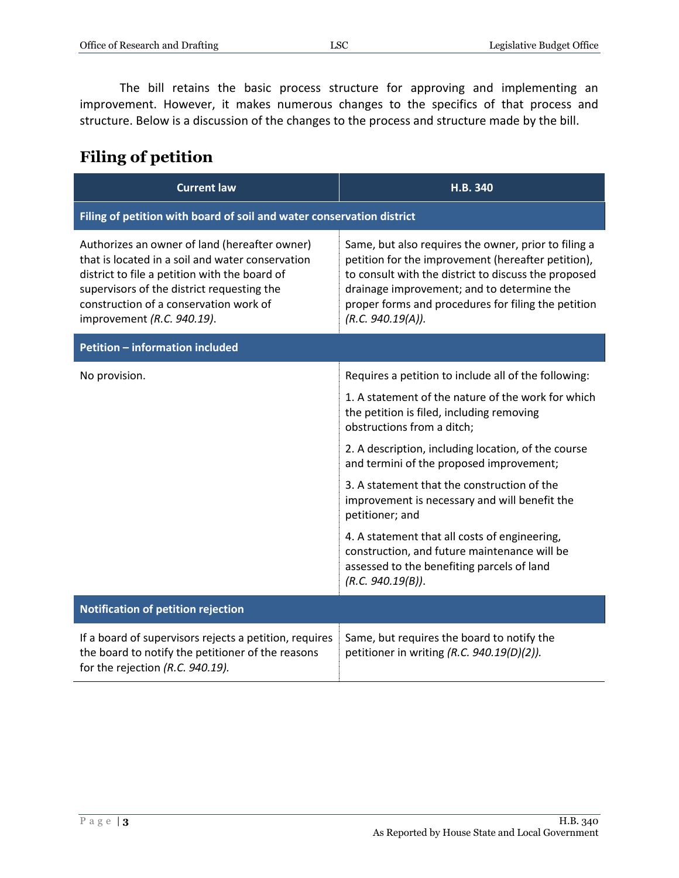The bill retains the basic process structure for approving and implementing an improvement. However, it makes numerous changes to the specifics of that process and structure. Below is a discussion of the changes to the process and structure made by the bill.

## Filing of petition

| Current law | H.B. 340 |
|---|---|
| **Filing of petition with board of soil and water conservation district** | |
| Authorizes an owner of land (hereafter owner) that is located in a soil and water conservation district to file a petition with the board of supervisors of the district requesting the construction of a conservation work of improvement *(R.C. 940.19)*. | Same, but also requires the owner, prior to filing a petition for the improvement (hereafter petition), to consult with the district to discuss the proposed drainage improvement; and to determine the proper forms and procedures for filing the petition *(R.C. 940.19(A))*. |
| **Petition – information included** | |
| No provision. | Requires a petition to include all of the following:<br>1. A statement of the nature of the work for which the petition is filed, including removing obstructions from a ditch;<br>2. A description, including location, of the course and termini of the proposed improvement;<br>3. A statement that the construction of the improvement is necessary and will benefit the petitioner; and<br>4. A statement that all costs of engineering, construction, and future maintenance will be assessed to the benefiting parcels of land *(R.C. 940.19(B))*. |
| **Notification of petition rejection** | |
| If a board of supervisors rejects a petition, requires the board to notify the petitioner of the reasons for the rejection *(R.C. 940.19)*. | Same, but requires the board to notify the petitioner in writing *(R.C. 940.19(D)(2))*. |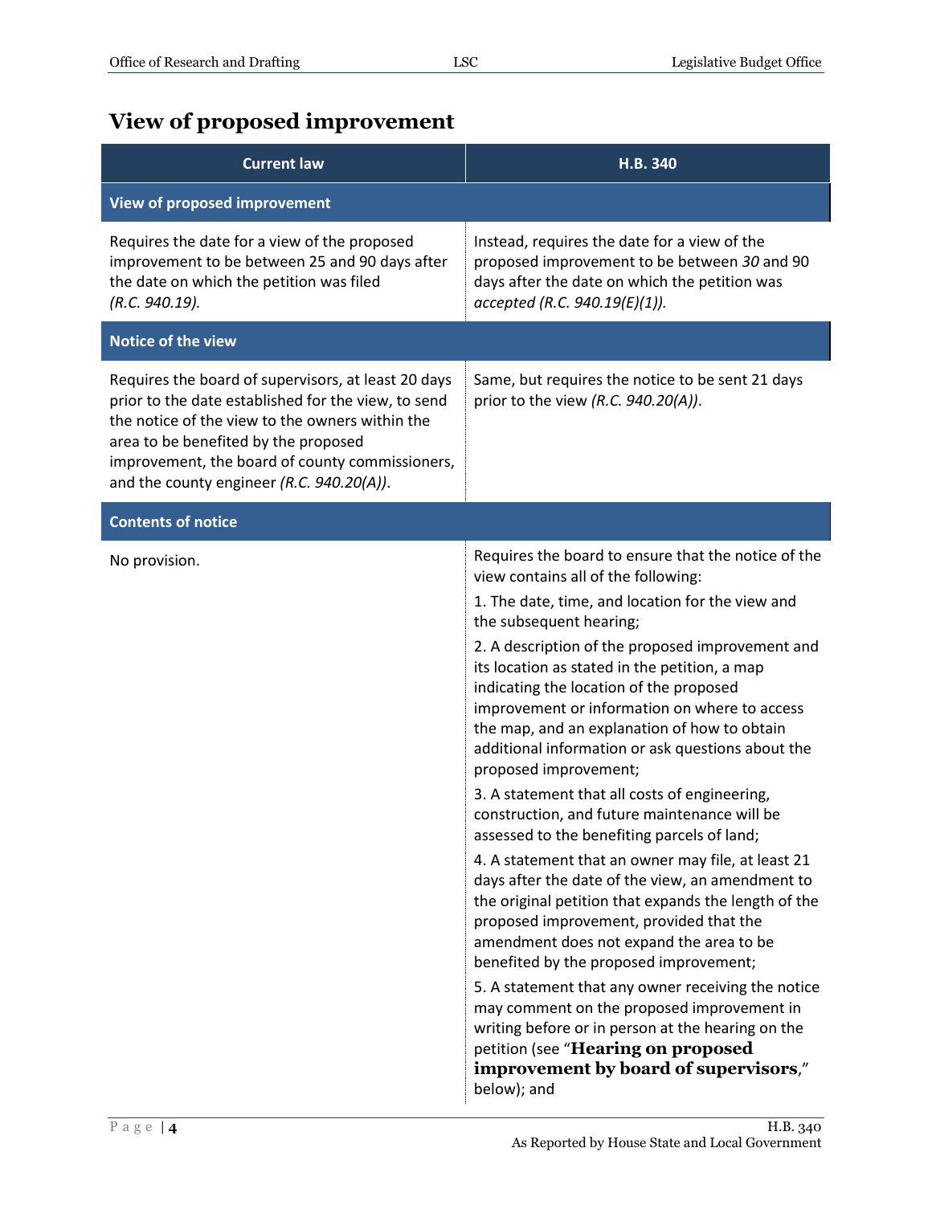## View of proposed improvement

| Current law | H.B. 340 |
|---|---|
| **View of proposed improvement** | |
| Requires the date for a view of the proposed improvement to be between 25 and 90 days after the date on which the petition was filed *(R.C. 940.19)*. | Instead, requires the date for a view of the proposed improvement to be between *30* and 90 days after the date on which the petition was *accepted (R.C. 940.19(E)(1))*. |
| **Notice of the view** | |
| Requires the board of supervisors, at least 20 days prior to the date established for the view, to send the notice of the view to the owners within the area to be benefited by the proposed improvement, the board of county commissioners, and the county engineer *(R.C. 940.20(A))*. | Same, but requires the notice to be sent 21 days prior to the view *(R.C. 940.20(A))*. |
| **Contents of notice** | |
| No provision. | Requires the board to ensure that the notice of the view contains all of the following:<br>1. The date, time, and location for the view and the subsequent hearing;<br>2. A description of the proposed improvement and its location as stated in the petition, a map indicating the location of the proposed improvement or information on where to access the map, and an explanation of how to obtain additional information or ask questions about the proposed improvement;<br>3. A statement that all costs of engineering, construction, and future maintenance will be assessed to the benefiting parcels of land;<br>4. A statement that an owner may file, at least 21 days after the date of the view, an amendment to the original petition that expands the length of the proposed improvement, provided that the amendment does not expand the area to be benefited by the proposed improvement;<br>5. A statement that any owner receiving the notice may comment on the proposed improvement in writing before or in person at the hearing on the petition (see "**Hearing on proposed improvement by board of supervisors**," below); and |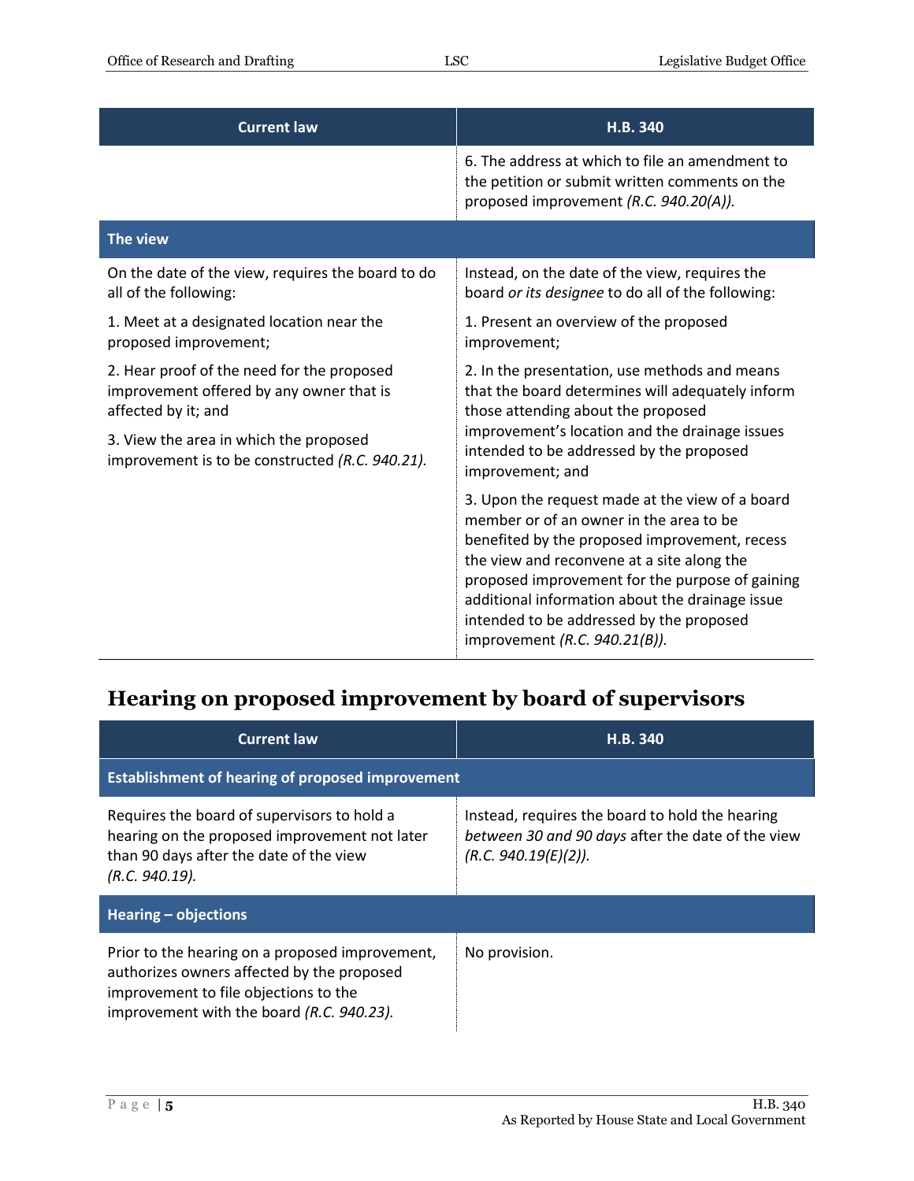| Current law | H.B. 340 |
|---|---|
| | 6. The address at which to file an amendment to the petition or submit written comments on the proposed improvement *(R.C. 940.20(A)).* |
| **The view** | |
| On the date of the view, requires the board to do all of the following:<br><br>1. Meet at a designated location near the proposed improvement;<br><br>2. Hear proof of the need for the proposed improvement offered by any owner that is affected by it; and<br><br>3. View the area in which the proposed improvement is to be constructed *(R.C. 940.21).* | Instead, on the date of the view, requires the board *or its designee* to do all of the following:<br><br>1. Present an overview of the proposed improvement;<br><br>2. In the presentation, use methods and means that the board determines will adequately inform those attending about the proposed improvement's location and the drainage issues intended to be addressed by the proposed improvement; and<br><br>3. Upon the request made at the view of a board member or of an owner in the area to be benefited by the proposed improvement, recess the view and reconvene at a site along the proposed improvement for the purpose of gaining additional information about the drainage issue intended to be addressed by the proposed improvement *(R.C. 940.21(B)).* |

## Hearing on proposed improvement by board of supervisors

| Current law | H.B. 340 |
|---|---|
| **Establishment of hearing of proposed improvement** | |
| Requires the board of supervisors to hold a hearing on the proposed improvement not later than 90 days after the date of the view *(R.C. 940.19).* | Instead, requires the board to hold the hearing *between 30 and 90 days* after the date of the view *(R.C. 940.19(E)(2)).* |
| **Hearing – objections** | |
| Prior to the hearing on a proposed improvement, authorizes owners affected by the proposed improvement to file objections to the improvement with the board *(R.C. 940.23).* | No provision. |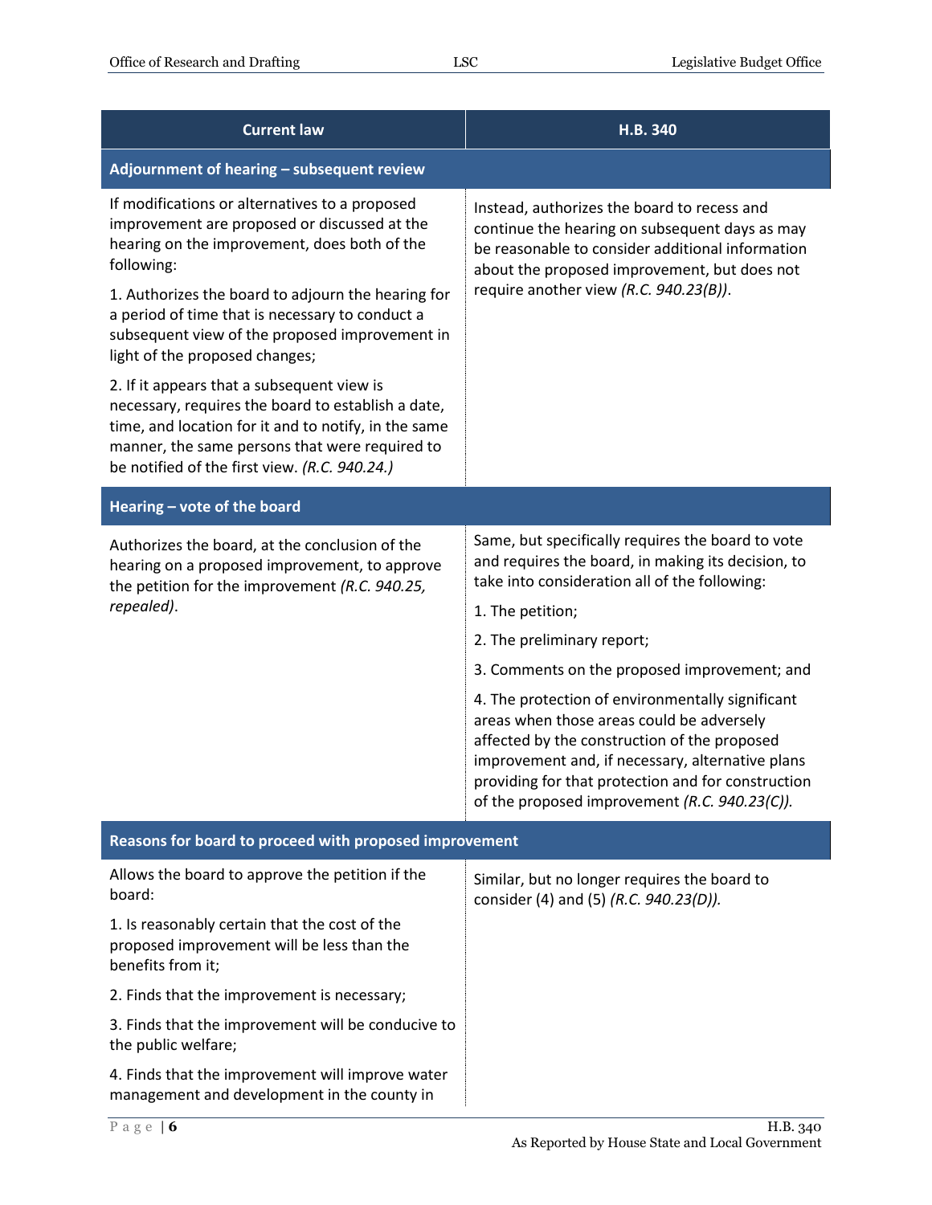| Current law | H.B. 340 |
|---|---|
| **Adjournment of hearing – subsequent review** | |
| If modifications or alternatives to a proposed improvement are proposed or discussed at the hearing on the improvement, does both of the following:<br><br>1. Authorizes the board to adjourn the hearing for a period of time that is necessary to conduct a subsequent view of the proposed improvement in light of the proposed changes;<br><br>2. If it appears that a subsequent view is necessary, requires the board to establish a date, time, and location for it and to notify, in the same manner, the same persons that were required to be notified of the first view. *(R.C. 940.24.)* | Instead, authorizes the board to recess and continue the hearing on subsequent days as may be reasonable to consider additional information about the proposed improvement, but does not require another view *(R.C. 940.23(B))*. |
| **Hearing – vote of the board** | |
| Authorizes the board, at the conclusion of the hearing on a proposed improvement, to approve the petition for the improvement *(R.C. 940.25, repealed)*. | Same, but specifically requires the board to vote and requires the board, in making its decision, to take into consideration all of the following:<br><br>1. The petition;<br><br>2. The preliminary report;<br><br>3. Comments on the proposed improvement; and<br><br>4. The protection of environmentally significant areas when those areas could be adversely affected by the construction of the proposed improvement and, if necessary, alternative plans providing for that protection and for construction of the proposed improvement *(R.C. 940.23(C))*. |
| **Reasons for board to proceed with proposed improvement** | |
| Allows the board to approve the petition if the board:<br><br>1. Is reasonably certain that the cost of the proposed improvement will be less than the benefits from it;<br><br>2. Finds that the improvement is necessary;<br><br>3. Finds that the improvement will be conducive to the public welfare;<br><br>4. Finds that the improvement will improve water management and development in the county in | Similar, but no longer requires the board to consider (4) and (5) *(R.C. 940.23(D))*. |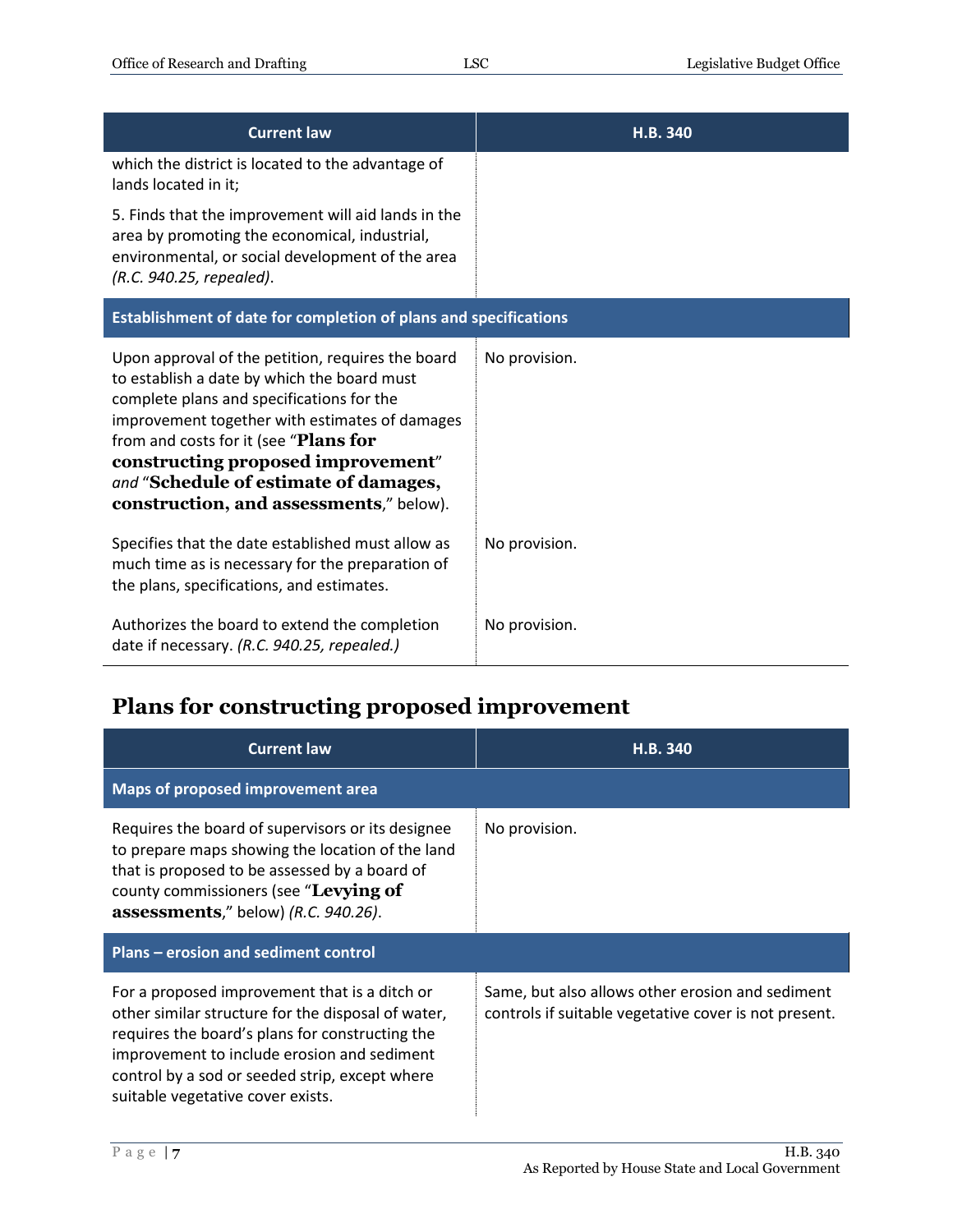| Current law | H.B. 340 |
| --- | --- |
| which the district is located to the advantage of lands located in it;<br><br>5. Finds that the improvement will aid lands in the area by promoting the economical, industrial, environmental, or social development of the area *(R.C. 940.25, repealed)*. | |
| **Establishment of date for completion of plans and specifications** | |
| Upon approval of the petition, requires the board to establish a date by which the board must complete plans and specifications for the improvement together with estimates of damages from and costs for it (see "**Plans for constructing proposed improvement**" *and* "**Schedule of estimate of damages, construction, and assessments**," below). | No provision. |
| Specifies that the date established must allow as much time as is necessary for the preparation of the plans, specifications, and estimates. | No provision. |
| Authorizes the board to extend the completion date if necessary. *(R.C. 940.25, repealed.)* | No provision. |

## Plans for constructing proposed improvement

| Current law | H.B. 340 |
| --- | --- |
| **Maps of proposed improvement area** | |
| Requires the board of supervisors or its designee to prepare maps showing the location of the land that is proposed to be assessed by a board of county commissioners (see "**Levying of assessments**," below) *(R.C. 940.26)*. | No provision. |
| **Plans – erosion and sediment control** | |
| For a proposed improvement that is a ditch or other similar structure for the disposal of water, requires the board's plans for constructing the improvement to include erosion and sediment control by a sod or seeded strip, except where suitable vegetative cover exists. | Same, but also allows other erosion and sediment controls if suitable vegetative cover is not present. |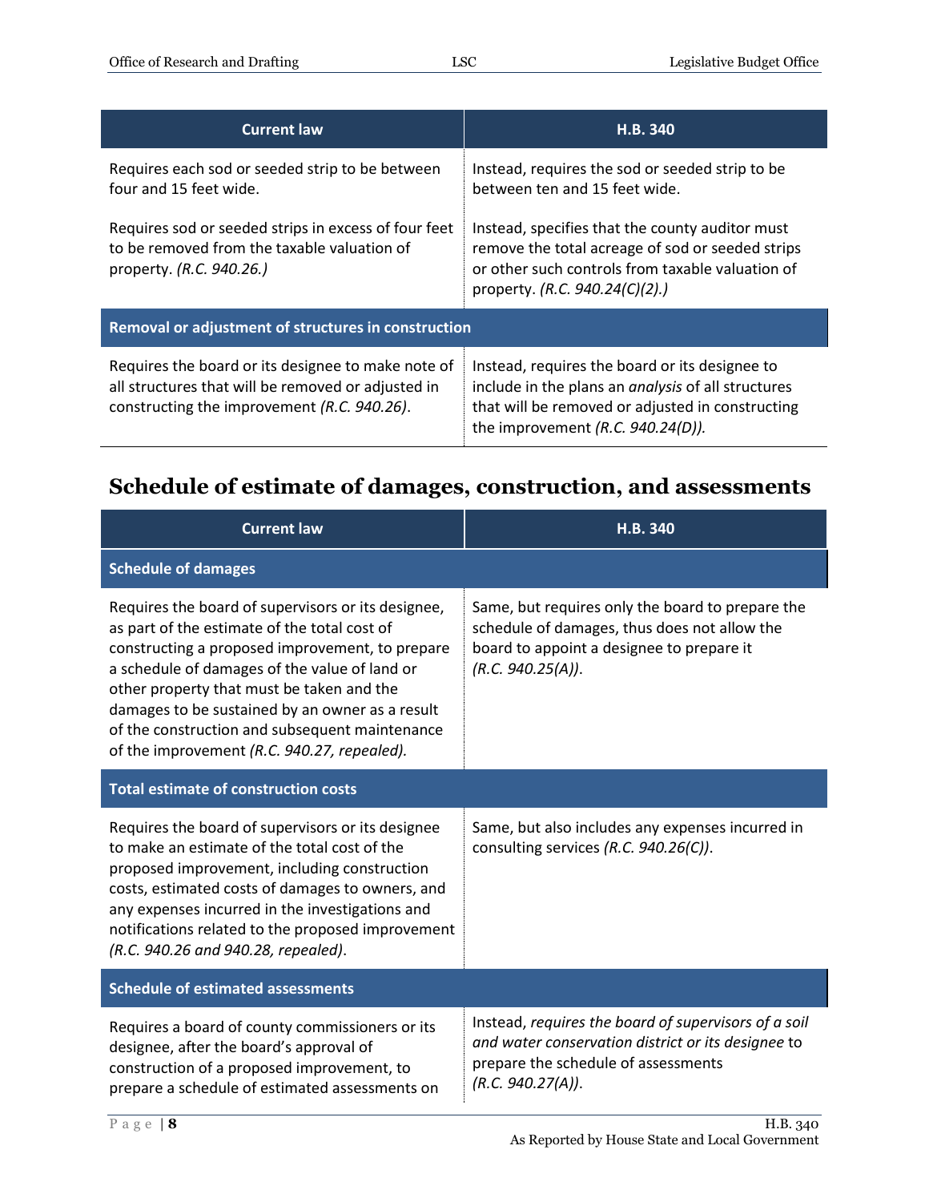| Current law | H.B. 340 |
|---|---|
| Requires each sod or seeded strip to be between four and 15 feet wide. | Instead, requires the sod or seeded strip to be between ten and 15 feet wide. |
| Requires sod or seeded strips in excess of four feet to be removed from the taxable valuation of property. *(R.C. 940.26.)* | Instead, specifies that the county auditor must remove the total acreage of sod or seeded strips or other such controls from taxable valuation of property. *(R.C. 940.24(C)(2).)* |
| **Removal or adjustment of structures in construction** | |
| Requires the board or its designee to make note of all structures that will be removed or adjusted in constructing the improvement *(R.C. 940.26)*. | Instead, requires the board or its designee to include in the plans an *analysis* of all structures that will be removed or adjusted in constructing the improvement *(R.C. 940.24(D))*. |

## Schedule of estimate of damages, construction, and assessments

| Current law | H.B. 340 |
|---|---|
| **Schedule of damages** | |
| Requires the board of supervisors or its designee, as part of the estimate of the total cost of constructing a proposed improvement, to prepare a schedule of damages of the value of land or other property that must be taken and the damages to be sustained by an owner as a result of the construction and subsequent maintenance of the improvement *(R.C. 940.27, repealed)*. | Same, but requires only the board to prepare the schedule of damages, thus does not allow the board to appoint a designee to prepare it *(R.C. 940.25(A))*. |
| **Total estimate of construction costs** | |
| Requires the board of supervisors or its designee to make an estimate of the total cost of the proposed improvement, including construction costs, estimated costs of damages to owners, and any expenses incurred in the investigations and notifications related to the proposed improvement *(R.C. 940.26 and 940.28, repealed)*. | Same, but also includes any expenses incurred in consulting services *(R.C. 940.26(C))*. |
| **Schedule of estimated assessments** | |
| Requires a board of county commissioners or its designee, after the board's approval of construction of a proposed improvement, to prepare a schedule of estimated assessments on | Instead, *requires the board of supervisors of a soil and water conservation district or its designee* to prepare the schedule of assessments *(R.C. 940.27(A))*. |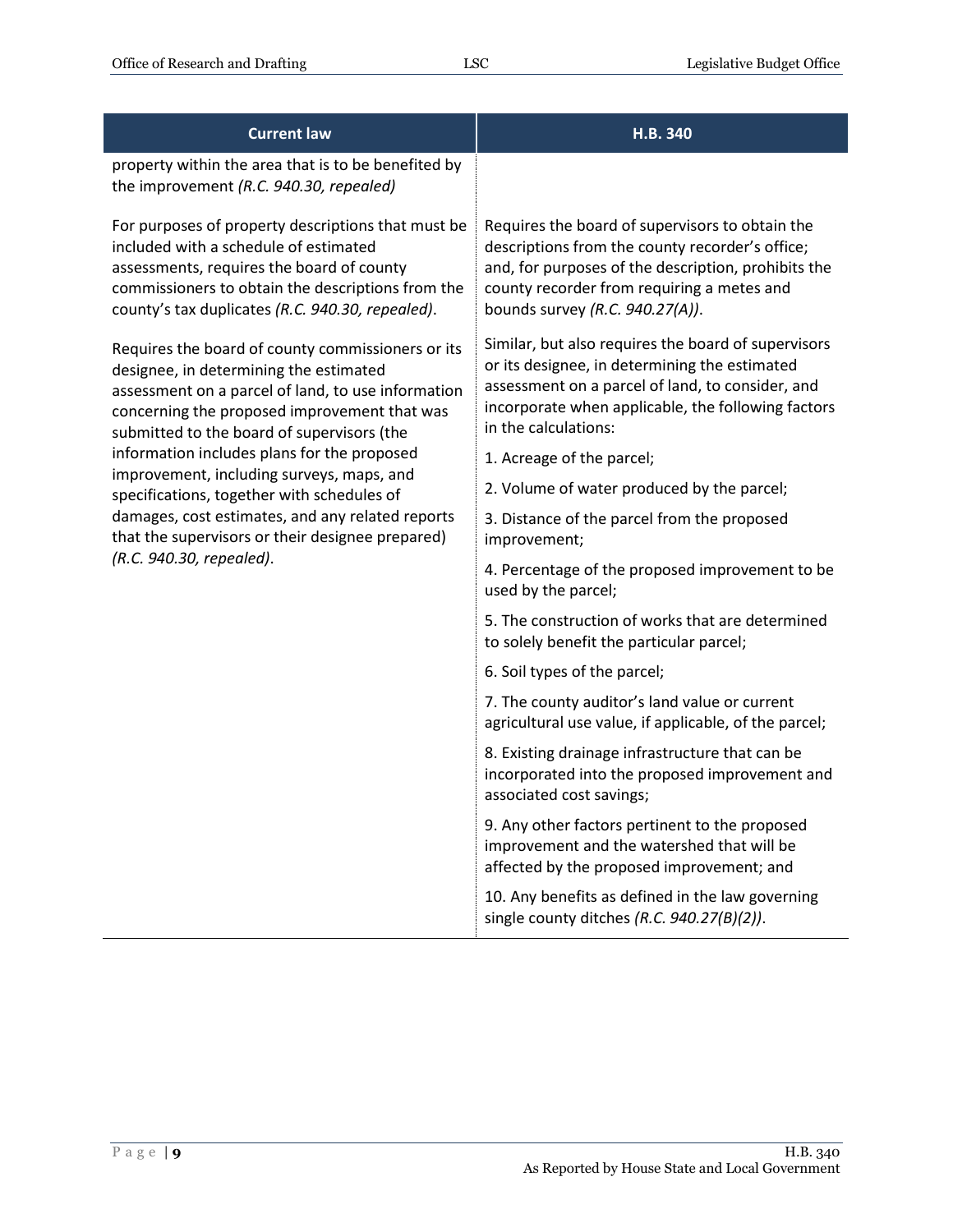| Current law | H.B. 340 |
|---|---|
| property within the area that is to be benefited by the improvement *(R.C. 940.30, repealed)* | |
| For purposes of property descriptions that must be included with a schedule of estimated assessments, requires the board of county commissioners to obtain the descriptions from the county's tax duplicates *(R.C. 940.30, repealed)*. | Requires the board of supervisors to obtain the descriptions from the county recorder's office; and, for purposes of the description, prohibits the county recorder from requiring a metes and bounds survey *(R.C. 940.27(A))*. |
| Requires the board of county commissioners or its designee, in determining the estimated assessment on a parcel of land, to use information concerning the proposed improvement that was submitted to the board of supervisors (the information includes plans for the proposed improvement, including surveys, maps, and specifications, together with schedules of damages, cost estimates, and any related reports that the supervisors or their designee prepared) *(R.C. 940.30, repealed)*. | Similar, but also requires the board of supervisors or its designee, in determining the estimated assessment on a parcel of land, to consider, and incorporate when applicable, the following factors in the calculations:<br>1. Acreage of the parcel;<br>2. Volume of water produced by the parcel;<br>3. Distance of the parcel from the proposed improvement;<br>4. Percentage of the proposed improvement to be used by the parcel;<br>5. The construction of works that are determined to solely benefit the particular parcel;<br>6. Soil types of the parcel;<br>7. The county auditor's land value or current agricultural use value, if applicable, of the parcel;<br>8. Existing drainage infrastructure that can be incorporated into the proposed improvement and associated cost savings;<br>9. Any other factors pertinent to the proposed improvement and the watershed that will be affected by the proposed improvement; and<br>10. Any benefits as defined in the law governing single county ditches *(R.C. 940.27(B)(2))*. |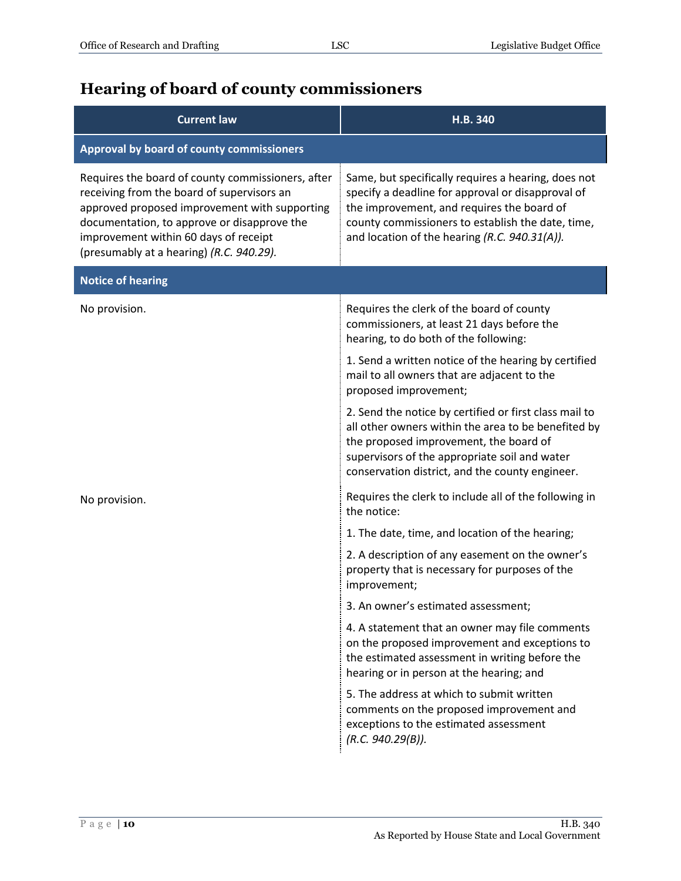## Hearing of board of county commissioners

| Current law | H.B. 340 |
|---|---|
| **Approval by board of county commissioners** | |
| Requires the board of county commissioners, after receiving from the board of supervisors an approved proposed improvement with supporting documentation, to approve or disapprove the improvement within 60 days of receipt (presumably at a hearing) *(R.C. 940.29)*. | Same, but specifically requires a hearing, does not specify a deadline for approval or disapproval of the improvement, and requires the board of county commissioners to establish the date, time, and location of the hearing *(R.C. 940.31(A))*. |
| **Notice of hearing** | |
| No provision. | Requires the clerk of the board of county commissioners, at least 21 days before the hearing, to do both of the following:<br><br>1. Send a written notice of the hearing by certified mail to all owners that are adjacent to the proposed improvement;<br><br>2. Send the notice by certified or first class mail to all other owners within the area to be benefited by the proposed improvement, the board of supervisors of the appropriate soil and water conservation district, and the county engineer. |
| No provision. | Requires the clerk to include all of the following in the notice:<br><br>1. The date, time, and location of the hearing;<br><br>2. A description of any easement on the owner's property that is necessary for purposes of the improvement;<br><br>3. An owner's estimated assessment;<br><br>4. A statement that an owner may file comments on the proposed improvement and exceptions to the estimated assessment in writing before the hearing or in person at the hearing; and<br><br>5. The address at which to submit written comments on the proposed improvement and exceptions to the estimated assessment *(R.C. 940.29(B))*. |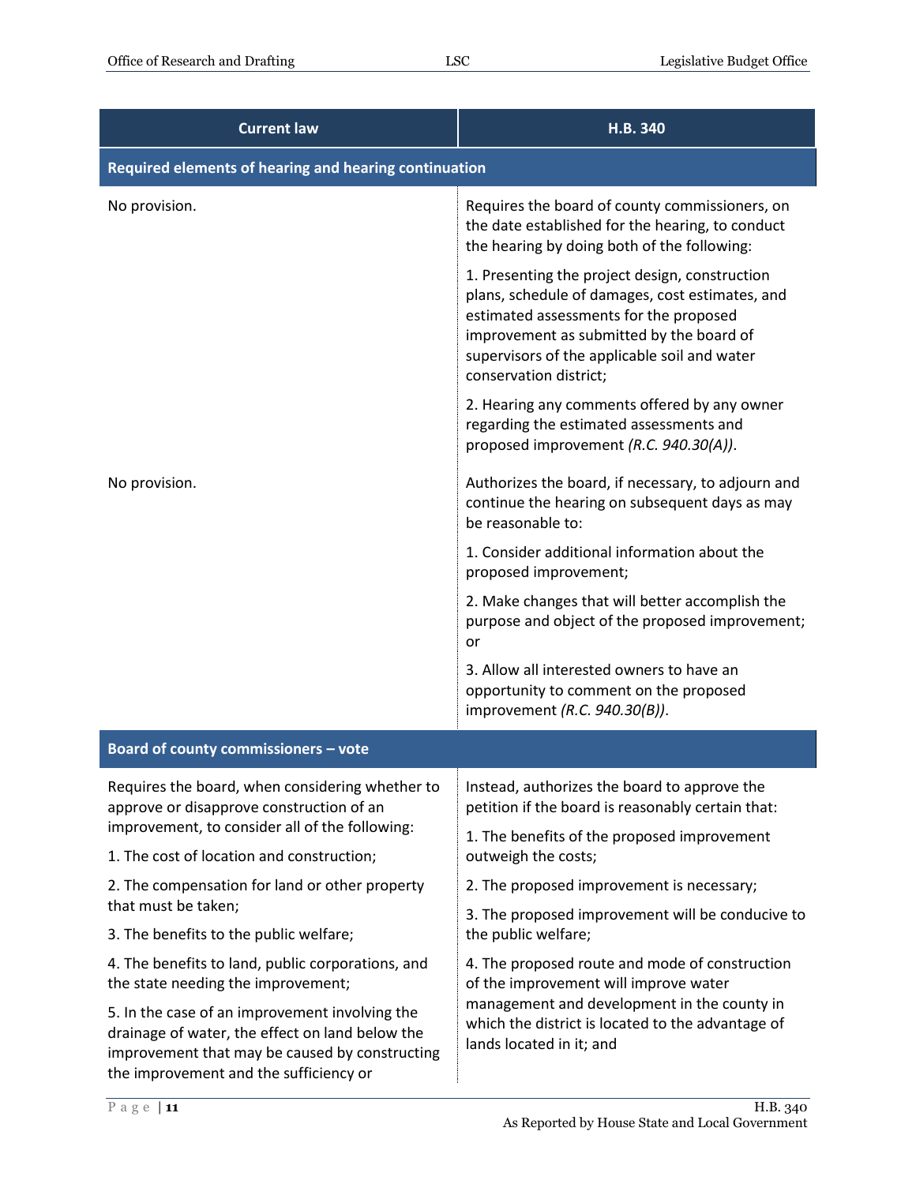| Current law | H.B. 340 |
|---|---|
| **Required elements of hearing and hearing continuation** | |
| No provision. | Requires the board of county commissioners, on the date established for the hearing, to conduct the hearing by doing both of the following:<br><br>1. Presenting the project design, construction plans, schedule of damages, cost estimates, and estimated assessments for the proposed improvement as submitted by the board of supervisors of the applicable soil and water conservation district;<br><br>2. Hearing any comments offered by any owner regarding the estimated assessments and proposed improvement *(R.C. 940.30(A))*. |
| No provision. | Authorizes the board, if necessary, to adjourn and continue the hearing on subsequent days as may be reasonable to:<br><br>1. Consider additional information about the proposed improvement;<br><br>2. Make changes that will better accomplish the purpose and object of the proposed improvement; or<br><br>3. Allow all interested owners to have an opportunity to comment on the proposed improvement *(R.C. 940.30(B))*. |
| **Board of county commissioners – vote** | |
| Requires the board, when considering whether to approve or disapprove construction of an improvement, to consider all of the following:<br><br>1. The cost of location and construction;<br><br>2. The compensation for land or other property that must be taken;<br><br>3. The benefits to the public welfare;<br><br>4. The benefits to land, public corporations, and the state needing the improvement;<br><br>5. In the case of an improvement involving the drainage of water, the effect on land below the improvement that may be caused by constructing the improvement and the sufficiency or | Instead, authorizes the board to approve the petition if the board is reasonably certain that:<br><br>1. The benefits of the proposed improvement outweigh the costs;<br><br>2. The proposed improvement is necessary;<br><br>3. The proposed improvement will be conducive to the public welfare;<br><br>4. The proposed route and mode of construction of the improvement will improve water management and development in the county in which the district is located to the advantage of lands located in it; and |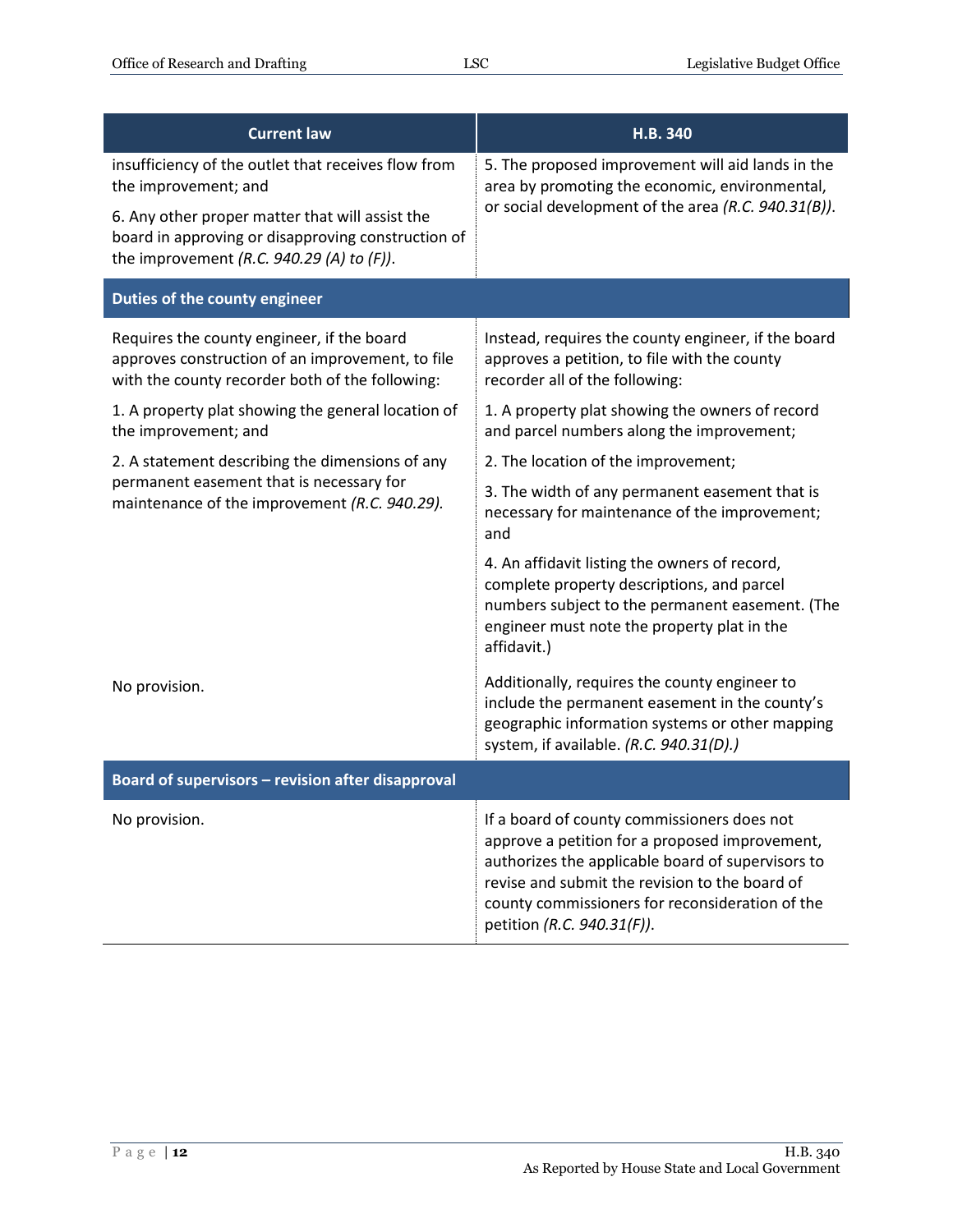| Current law | H.B. 340 |
|---|---|
| insufficiency of the outlet that receives flow from the improvement; and<br><br>6. Any other proper matter that will assist the board in approving or disapproving construction of the improvement *(R.C. 940.29 (A) to (F))*. | 5. The proposed improvement will aid lands in the area by promoting the economic, environmental, or social development of the area *(R.C. 940.31(B))*. |
| **Duties of the county engineer** | |
| Requires the county engineer, if the board approves construction of an improvement, to file with the county recorder both of the following:<br><br>1. A property plat showing the general location of the improvement; and<br><br>2. A statement describing the dimensions of any permanent easement that is necessary for maintenance of the improvement *(R.C. 940.29)*. | Instead, requires the county engineer, if the board approves a petition, to file with the county recorder all of the following:<br><br>1. A property plat showing the owners of record and parcel numbers along the improvement;<br><br>2. The location of the improvement;<br><br>3. The width of any permanent easement that is necessary for maintenance of the improvement; and<br><br>4. An affidavit listing the owners of record, complete property descriptions, and parcel numbers subject to the permanent easement. (The engineer must note the property plat in the affidavit.) |
| No provision. | Additionally, requires the county engineer to include the permanent easement in the county's geographic information systems or other mapping system, if available. *(R.C. 940.31(D).)* |
| **Board of supervisors – revision after disapproval** | |
| No provision. | If a board of county commissioners does not approve a petition for a proposed improvement, authorizes the applicable board of supervisors to revise and submit the revision to the board of county commissioners for reconsideration of the petition *(R.C. 940.31(F))*. |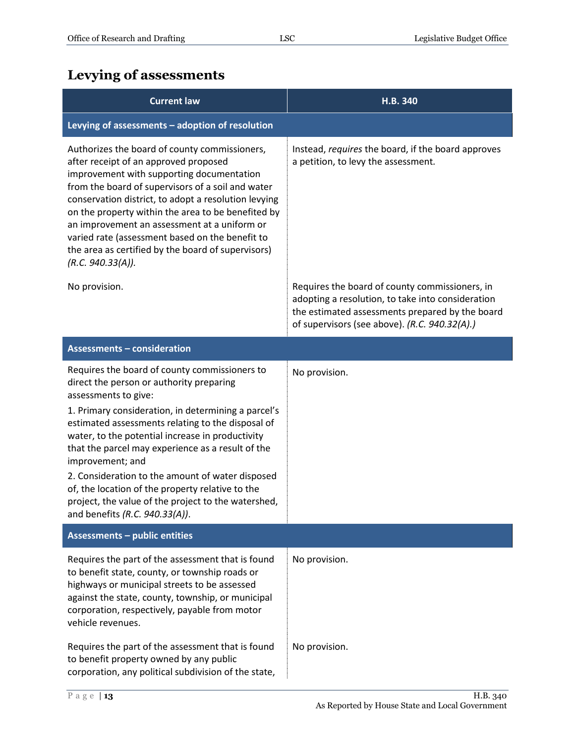## Levying of assessments

| Current law | H.B. 340 |
|---|---|
| **Levying of assessments – adoption of resolution** | |
| Authorizes the board of county commissioners, after receipt of an approved proposed improvement with supporting documentation from the board of supervisors of a soil and water conservation district, to adopt a resolution levying on the property within the area to be benefited by an improvement an assessment at a uniform or varied rate (assessment based on the benefit to the area as certified by the board of supervisors) *(R.C. 940.33(A))*. | Instead, *requires* the board, if the board approves a petition, to levy the assessment. |
| No provision. | Requires the board of county commissioners, in adopting a resolution, to take into consideration the estimated assessments prepared by the board of supervisors (see above). *(R.C. 940.32(A).)* |
| **Assessments – consideration** | |
| Requires the board of county commissioners to direct the person or authority preparing assessments to give:<br>1. Primary consideration, in determining a parcel's estimated assessments relating to the disposal of water, to the potential increase in productivity that the parcel may experience as a result of the improvement; and<br>2. Consideration to the amount of water disposed of, the location of the property relative to the project, the value of the project to the watershed, and benefits *(R.C. 940.33(A))*. | No provision. |
| **Assessments – public entities** | |
| Requires the part of the assessment that is found to benefit state, county, or township roads or highways or municipal streets to be assessed against the state, county, township, or municipal corporation, respectively, payable from motor vehicle revenues. | No provision. |
| Requires the part of the assessment that is found to benefit property owned by any public corporation, any political subdivision of the state, | No provision. |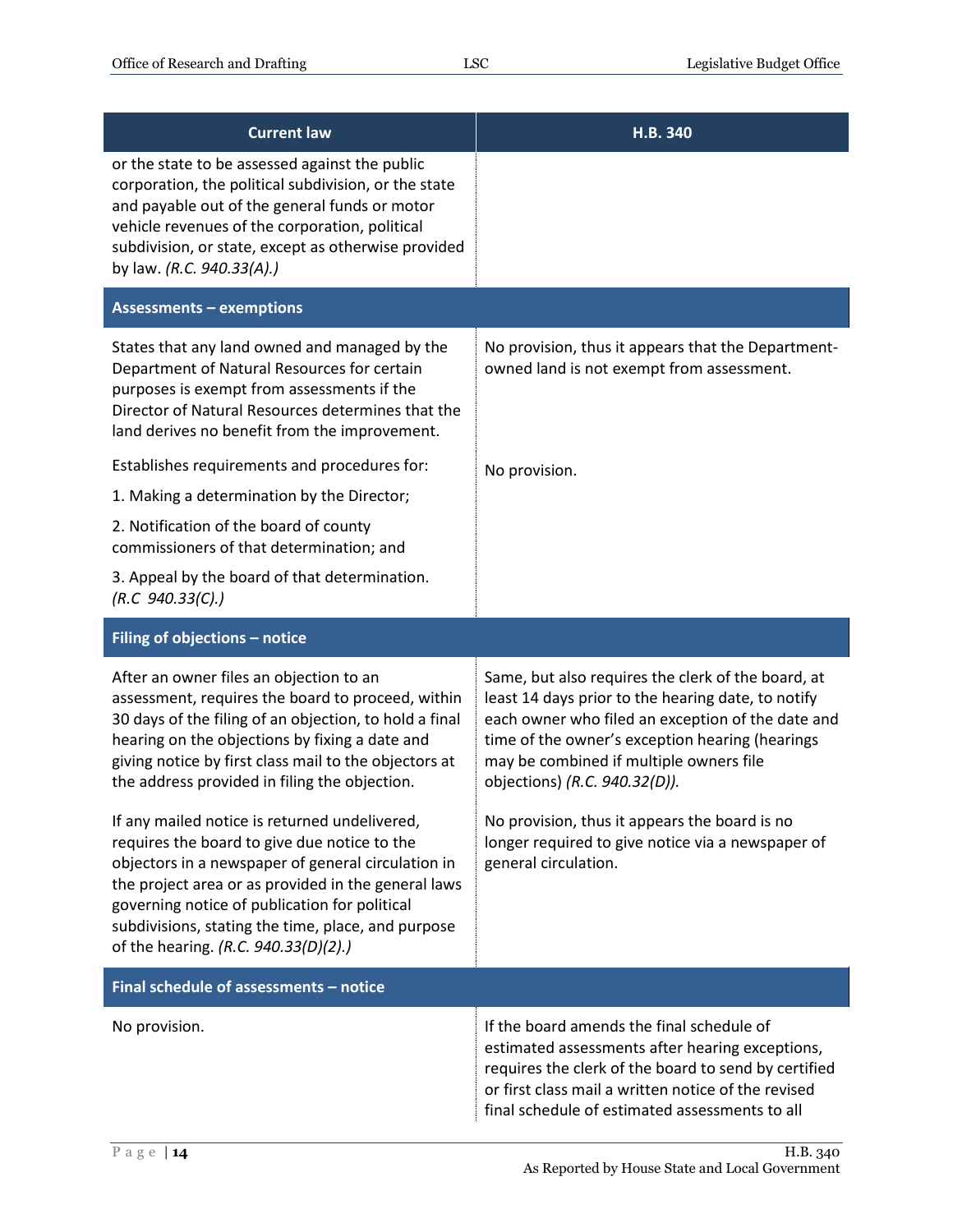| Current law | H.B. 340 |
|---|---|
| or the state to be assessed against the public corporation, the political subdivision, or the state and payable out of the general funds or motor vehicle revenues of the corporation, political subdivision, or state, except as otherwise provided by law. *(R.C. 940.33(A).)* | |
| **Assessments – exemptions** | |
| States that any land owned and managed by the Department of Natural Resources for certain purposes is exempt from assessments if the Director of Natural Resources determines that the land derives no benefit from the improvement. | No provision, thus it appears that the Department-owned land is not exempt from assessment. |
| Establishes requirements and procedures for:<br>1. Making a determination by the Director;<br>2. Notification of the board of county commissioners of that determination; and<br>3. Appeal by the board of that determination. *(R.C 940.33(C).)* | No provision. |
| **Filing of objections – notice** | |
| After an owner files an objection to an assessment, requires the board to proceed, within 30 days of the filing of an objection, to hold a final hearing on the objections by fixing a date and giving notice by first class mail to the objectors at the address provided in filing the objection. | Same, but also requires the clerk of the board, at least 14 days prior to the hearing date, to notify each owner who filed an exception of the date and time of the owner's exception hearing (hearings may be combined if multiple owners file objections) *(R.C. 940.32(D)).* |
| If any mailed notice is returned undelivered, requires the board to give due notice to the objectors in a newspaper of general circulation in the project area or as provided in the general laws governing notice of publication for political subdivisions, stating the time, place, and purpose of the hearing. *(R.C. 940.33(D)(2).)* | No provision, thus it appears the board is no longer required to give notice via a newspaper of general circulation. |
| **Final schedule of assessments – notice** | |
| No provision. | If the board amends the final schedule of estimated assessments after hearing exceptions, requires the clerk of the board to send by certified or first class mail a written notice of the revised final schedule of estimated assessments to all |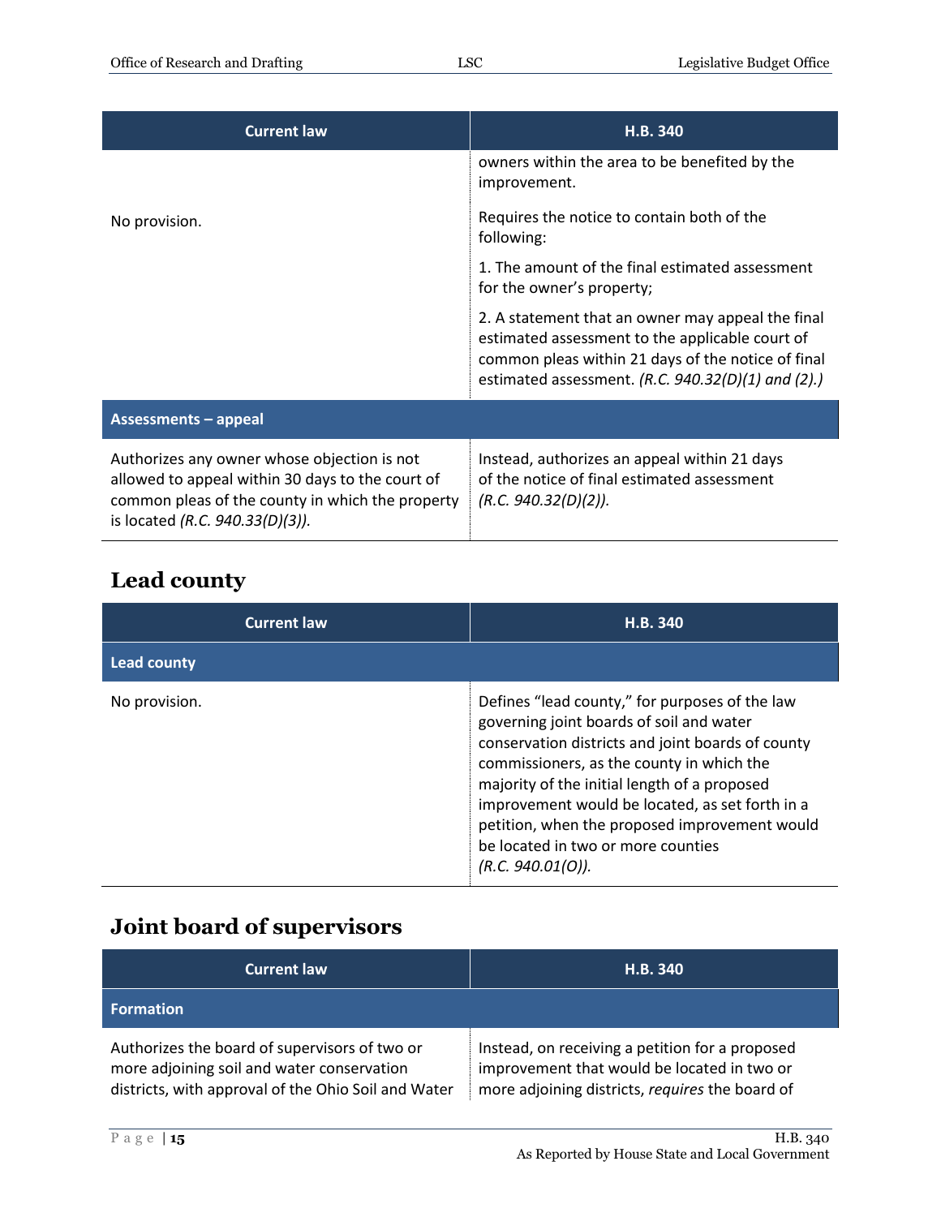| Current law | H.B. 340 |
|---|---|
| No provision. | owners within the area to be benefited by the improvement.<br><br>Requires the notice to contain both of the following:<br><br>1. The amount of the final estimated assessment for the owner's property;<br><br>2. A statement that an owner may appeal the final estimated assessment to the applicable court of common pleas within 21 days of the notice of final estimated assessment. *(R.C. 940.32(D)(1) and (2).)* |
| **Assessments – appeal** | |
| Authorizes any owner whose objection is not allowed to appeal within 30 days to the court of common pleas of the county in which the property is located *(R.C. 940.33(D)(3))*. | Instead, authorizes an appeal within 21 days of the notice of final estimated assessment *(R.C. 940.32(D)(2))*. |

## Lead county

| Current law | H.B. 340 |
|---|---|
| **Lead county** | |
| No provision. | Defines "lead county," for purposes of the law governing joint boards of soil and water conservation districts and joint boards of county commissioners, as the county in which the majority of the initial length of a proposed improvement would be located, as set forth in a petition, when the proposed improvement would be located in two or more counties *(R.C. 940.01(O))*. |

## Joint board of supervisors

| Current law | H.B. 340 |
|---|---|
| **Formation** | |
| Authorizes the board of supervisors of two or more adjoining soil and water conservation districts, with approval of the Ohio Soil and Water | Instead, on receiving a petition for a proposed improvement that would be located in two or more adjoining districts, *requires* the board of |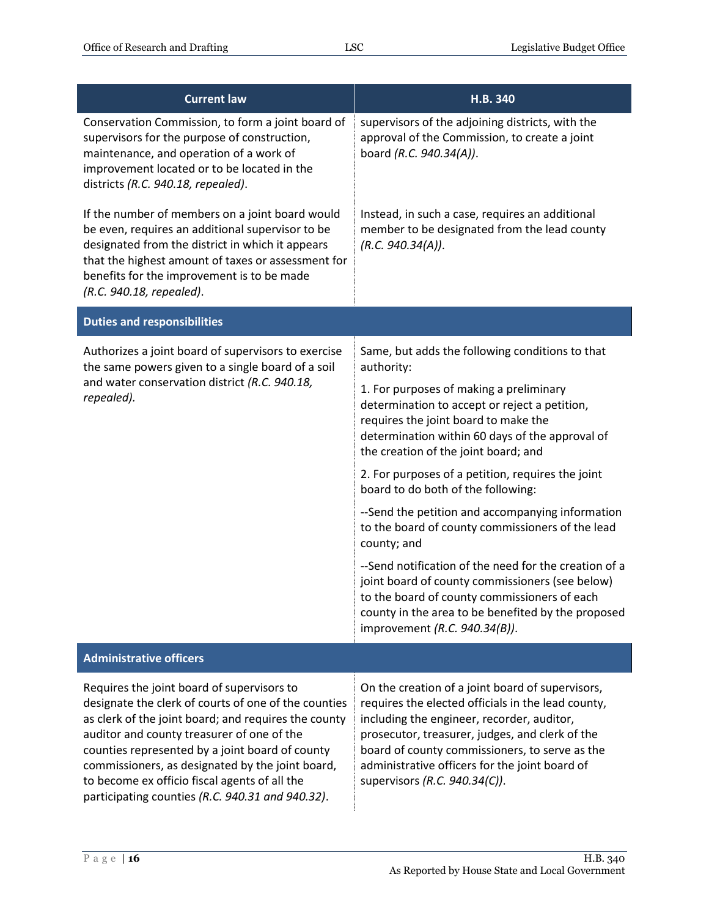| Current law | H.B. 340 |
|---|---|
| Conservation Commission, to form a joint board of supervisors for the purpose of construction, maintenance, and operation of a work of improvement located or to be located in the districts *(R.C. 940.18, repealed)*. | supervisors of the adjoining districts, with the approval of the Commission, to create a joint board *(R.C. 940.34(A))*. |
| If the number of members on a joint board would be even, requires an additional supervisor to be designated from the district in which it appears that the highest amount of taxes or assessment for benefits for the improvement is to be made *(R.C. 940.18, repealed)*. | Instead, in such a case, requires an additional member to be designated from the lead county *(R.C. 940.34(A))*. |
| **Duties and responsibilities** | |
| Authorizes a joint board of supervisors to exercise the same powers given to a single board of a soil and water conservation district *(R.C. 940.18, repealed)*. | Same, but adds the following conditions to that authority:<br><br>1. For purposes of making a preliminary determination to accept or reject a petition, requires the joint board to make the determination within 60 days of the approval of the creation of the joint board; and<br><br>2. For purposes of a petition, requires the joint board to do both of the following:<br><br>--Send the petition and accompanying information to the board of county commissioners of the lead county; and<br><br>--Send notification of the need for the creation of a joint board of county commissioners (see below) to the board of county commissioners of each county in the area to be benefited by the proposed improvement *(R.C. 940.34(B))*. |
| **Administrative officers** | |
| Requires the joint board of supervisors to designate the clerk of courts of one of the counties as clerk of the joint board; and requires the county auditor and county treasurer of one of the counties represented by a joint board of county commissioners, as designated by the joint board, to become ex officio fiscal agents of all the participating counties *(R.C. 940.31 and 940.32)*. | On the creation of a joint board of supervisors, requires the elected officials in the lead county, including the engineer, recorder, auditor, prosecutor, treasurer, judges, and clerk of the board of county commissioners, to serve as the administrative officers for the joint board of supervisors *(R.C. 940.34(C))*. |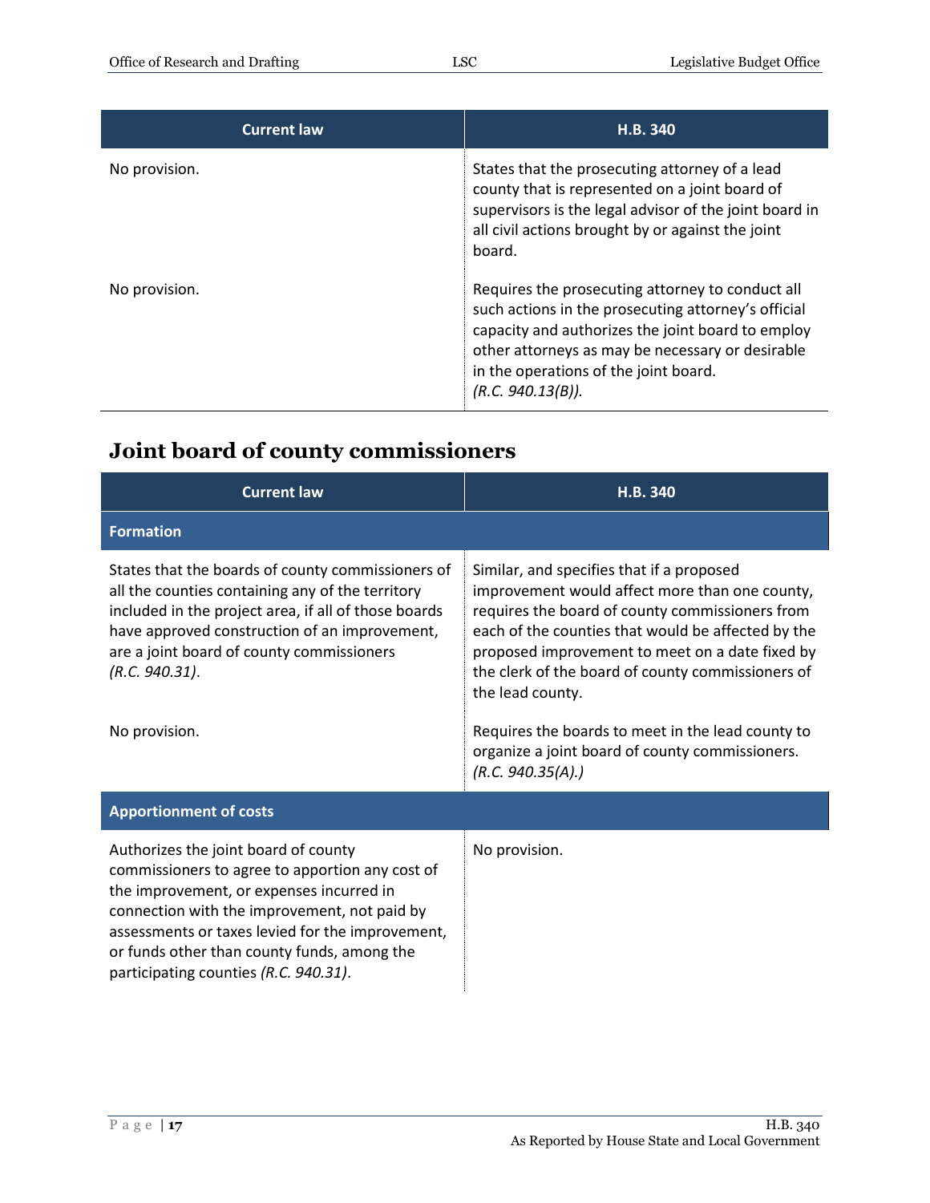| Current law | H.B. 340 |
|---|---|
| No provision. | States that the prosecuting attorney of a lead county that is represented on a joint board of supervisors is the legal advisor of the joint board in all civil actions brought by or against the joint board. |
| No provision. | Requires the prosecuting attorney to conduct all such actions in the prosecuting attorney's official capacity and authorizes the joint board to employ other attorneys as may be necessary or desirable in the operations of the joint board. *(R.C. 940.13(B)).* |

## Joint board of county commissioners

| Current law | H.B. 340 |
|---|---|
| **Formation** | |
| States that the boards of county commissioners of all the counties containing any of the territory included in the project area, if all of those boards have approved construction of an improvement, are a joint board of county commissioners *(R.C. 940.31)*. | Similar, and specifies that if a proposed improvement would affect more than one county, requires the board of county commissioners from each of the counties that would be affected by the proposed improvement to meet on a date fixed by the clerk of the board of county commissioners of the lead county. |
| No provision. | Requires the boards to meet in the lead county to organize a joint board of county commissioners. *(R.C. 940.35(A).)* |
| **Apportionment of costs** | |
| Authorizes the joint board of county commissioners to agree to apportion any cost of the improvement, or expenses incurred in connection with the improvement, not paid by assessments or taxes levied for the improvement, or funds other than county funds, among the participating counties *(R.C. 940.31)*. | No provision. |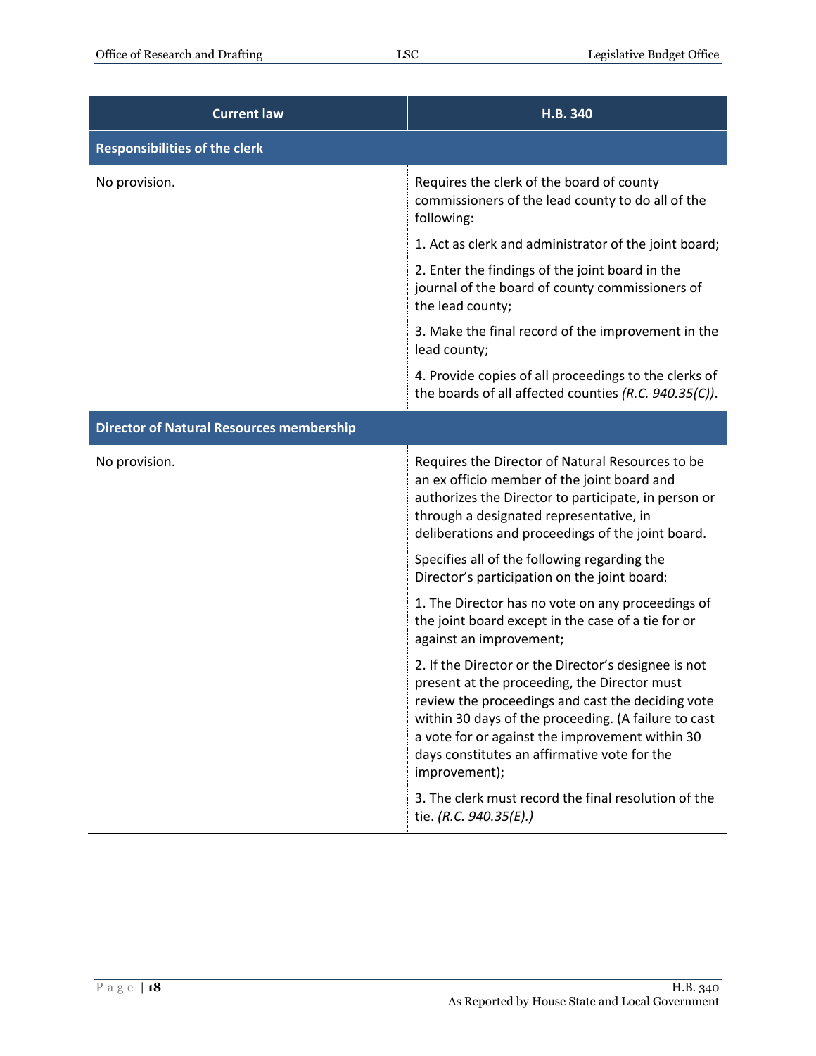| Current law | H.B. 340 |
|---|---|
| **Responsibilities of the clerk** | |
| No provision. | Requires the clerk of the board of county commissioners of the lead county to do all of the following:<br>1. Act as clerk and administrator of the joint board;<br>2. Enter the findings of the joint board in the journal of the board of county commissioners of the lead county;<br>3. Make the final record of the improvement in the lead county;<br>4. Provide copies of all proceedings to the clerks of the boards of all affected counties *(R.C. 940.35(C))*. |
| **Director of Natural Resources membership** | |
| No provision. | Requires the Director of Natural Resources to be an ex officio member of the joint board and authorizes the Director to participate, in person or through a designated representative, in deliberations and proceedings of the joint board.<br>Specifies all of the following regarding the Director's participation on the joint board:<br>1. The Director has no vote on any proceedings of the joint board except in the case of a tie for or against an improvement;<br>2. If the Director or the Director's designee is not present at the proceeding, the Director must review the proceedings and cast the deciding vote within 30 days of the proceeding. (A failure to cast a vote for or against the improvement within 30 days constitutes an affirmative vote for the improvement);<br>3. The clerk must record the final resolution of the tie. *(R.C. 940.35(E).)* |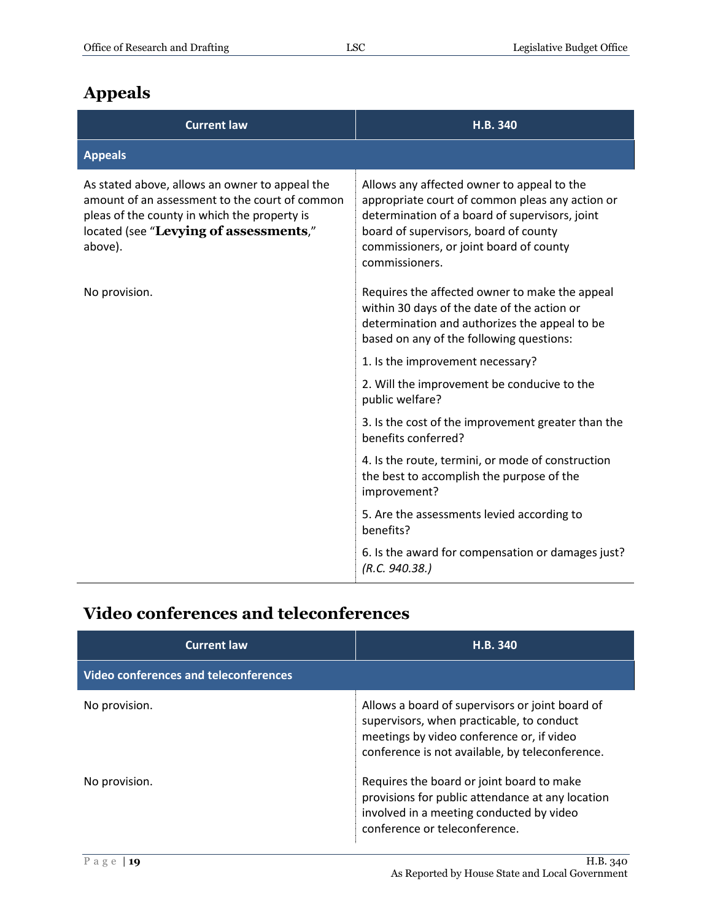## Appeals

| Current law | H.B. 340 |
|---|---|
| **Appeals** | |
| As stated above, allows an owner to appeal the amount of an assessment to the court of common pleas of the county in which the property is located (see "**Levying of assessments**," above). | Allows any affected owner to appeal to the appropriate court of common pleas any action or determination of a board of supervisors, joint board of supervisors, board of county commissioners, or joint board of county commissioners. |
| No provision. | Requires the affected owner to make the appeal within 30 days of the date of the action or determination and authorizes the appeal to be based on any of the following questions:<br>1. Is the improvement necessary?<br>2. Will the improvement be conducive to the public welfare?<br>3. Is the cost of the improvement greater than the benefits conferred?<br>4. Is the route, termini, or mode of construction the best to accomplish the purpose of the improvement?<br>5. Are the assessments levied according to benefits?<br>6. Is the award for compensation or damages just? *(R.C. 940.38.)* |

## Video conferences and teleconferences

| Current law | H.B. 340 |
|---|---|
| **Video conferences and teleconferences** | |
| No provision. | Allows a board of supervisors or joint board of supervisors, when practicable, to conduct meetings by video conference or, if video conference is not available, by teleconference. |
| No provision. | Requires the board or joint board to make provisions for public attendance at any location involved in a meeting conducted by video conference or teleconference. |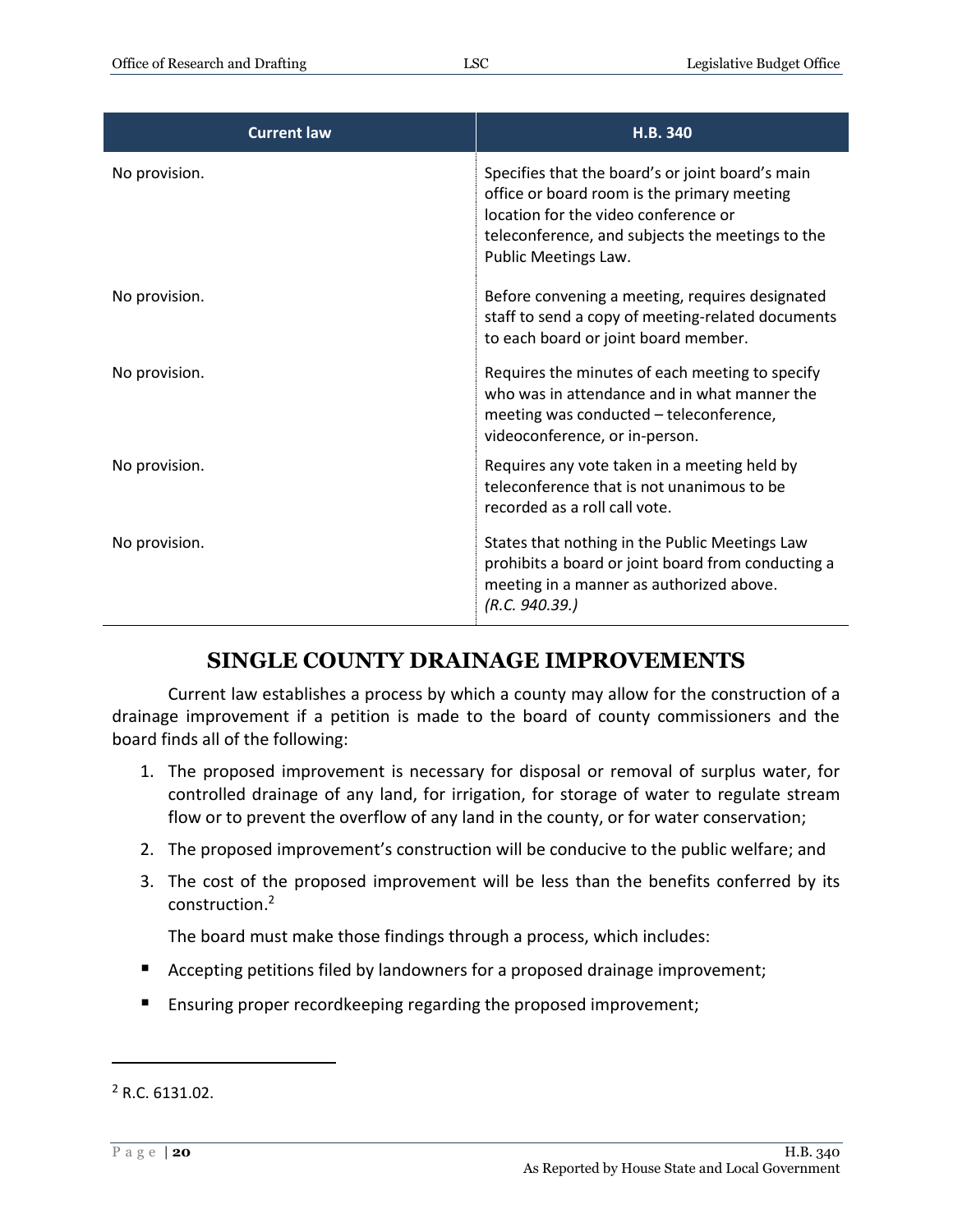| Current law | H.B. 340 |
|---|---|
| No provision. | Specifies that the board's or joint board's main office or board room is the primary meeting location for the video conference or teleconference, and subjects the meetings to the Public Meetings Law. |
| No provision. | Before convening a meeting, requires designated staff to send a copy of meeting-related documents to each board or joint board member. |
| No provision. | Requires the minutes of each meeting to specify who was in attendance and in what manner the meeting was conducted – teleconference, videoconference, or in-person. |
| No provision. | Requires any vote taken in a meeting held by teleconference that is not unanimous to be recorded as a roll call vote. |
| No provision. | States that nothing in the Public Meetings Law prohibits a board or joint board from conducting a meeting in a manner as authorized above. *(R.C. 940.39.)* |

## SINGLE COUNTY DRAINAGE IMPROVEMENTS

Current law establishes a process by which a county may allow for the construction of a drainage improvement if a petition is made to the board of county commissioners and the board finds all of the following:

1. The proposed improvement is necessary for disposal or removal of surplus water, for controlled drainage of any land, for irrigation, for storage of water to regulate stream flow or to prevent the overflow of any land in the county, or for water conservation;
2. The proposed improvement's construction will be conducive to the public welfare; and
3. The cost of the proposed improvement will be less than the benefits conferred by its construction.[2]

The board must make those findings through a process, which includes:

- Accepting petitions filed by landowners for a proposed drainage improvement;
- Ensuring proper recordkeeping regarding the proposed improvement;

[2] R.C. 6131.02.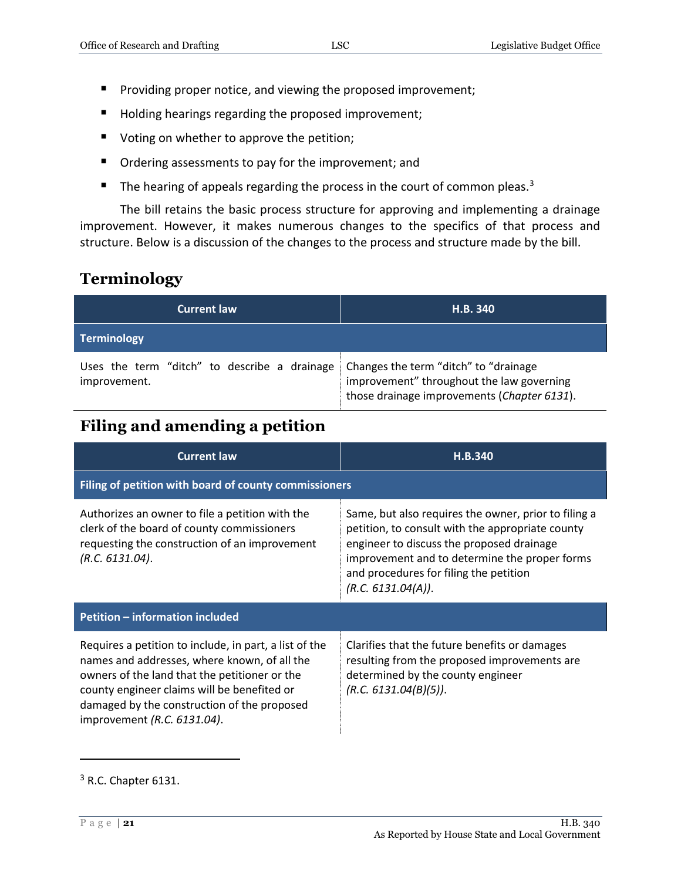- Providing proper notice, and viewing the proposed improvement;
- Holding hearings regarding the proposed improvement;
- Voting on whether to approve the petition;
- Ordering assessments to pay for the improvement; and
- The hearing of appeals regarding the process in the court of common pleas.[3]

The bill retains the basic process structure for approving and implementing a drainage improvement. However, it makes numerous changes to the specifics of that process and structure. Below is a discussion of the changes to the process and structure made by the bill.

## Terminology

| Current law | H.B. 340 |
|---|---|
| **Terminology** | |
| Uses the term "ditch" to describe a drainage improvement. | Changes the term "ditch" to "drainage improvement" throughout the law governing those drainage improvements (*Chapter 6131*). |

## Filing and amending a petition

| Current law | H.B.340 |
|---|---|
| **Filing of petition with board of county commissioners** | |
| Authorizes an owner to file a petition with the clerk of the board of county commissioners requesting the construction of an improvement *(R.C. 6131.04)*. | Same, but also requires the owner, prior to filing a petition, to consult with the appropriate county engineer to discuss the proposed drainage improvement and to determine the proper forms and procedures for filing the petition *(R.C. 6131.04(A))*. |
| **Petition – information included** | |
| Requires a petition to include, in part, a list of the names and addresses, where known, of all the owners of the land that the petitioner or the county engineer claims will be benefited or damaged by the construction of the proposed improvement *(R.C. 6131.04)*. | Clarifies that the future benefits or damages resulting from the proposed improvements are determined by the county engineer *(R.C. 6131.04(B)(5))*. |

[3] R.C. Chapter 6131.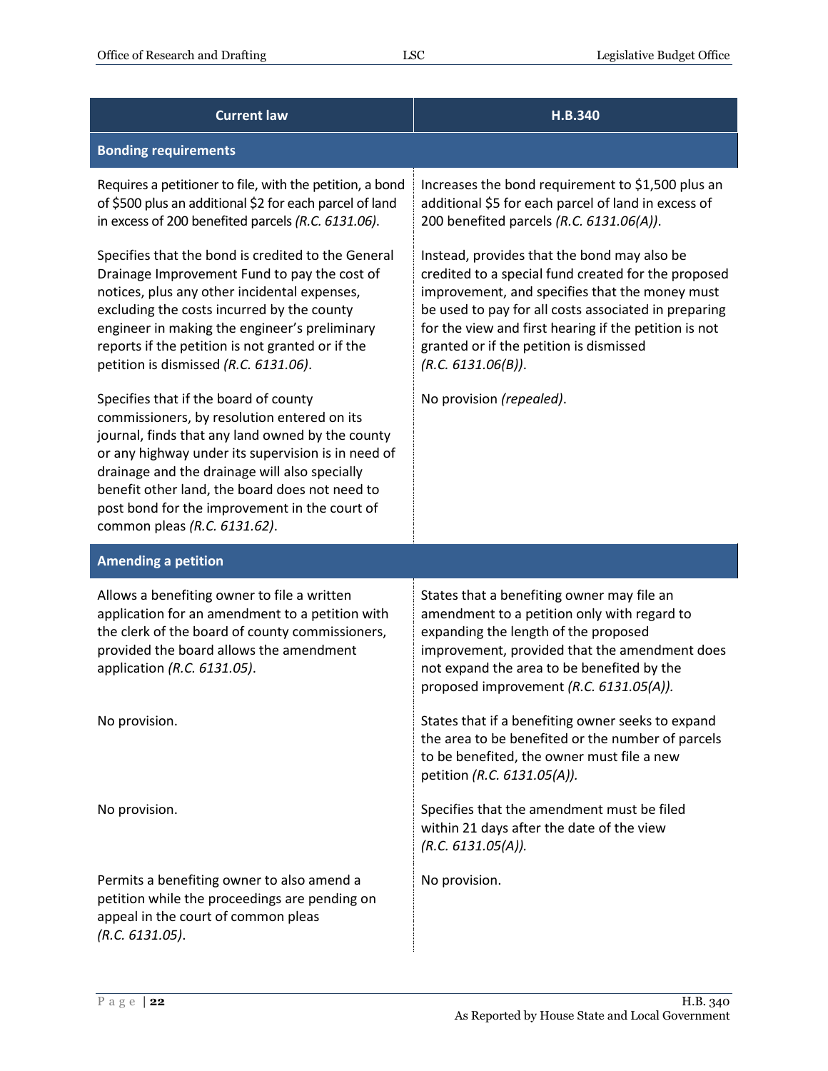| Current law | H.B.340 |
|---|---|
| **Bonding requirements** | |
| Requires a petitioner to file, with the petition, a bond of $500 plus an additional $2 for each parcel of land in excess of 200 benefited parcels *(R.C. 6131.06)*. | Increases the bond requirement to $1,500 plus an additional $5 for each parcel of land in excess of 200 benefited parcels *(R.C. 6131.06(A))*. |
| Specifies that the bond is credited to the General Drainage Improvement Fund to pay the cost of notices, plus any other incidental expenses, excluding the costs incurred by the county engineer in making the engineer's preliminary reports if the petition is not granted or if the petition is dismissed *(R.C. 6131.06)*. | Instead, provides that the bond may also be credited to a special fund created for the proposed improvement, and specifies that the money must be used to pay for all costs associated in preparing for the view and first hearing if the petition is not granted or if the petition is dismissed *(R.C. 6131.06(B))*. |
| Specifies that if the board of county commissioners, by resolution entered on its journal, finds that any land owned by the county or any highway under its supervision is in need of drainage and the drainage will also specially benefit other land, the board does not need to post bond for the improvement in the court of common pleas *(R.C. 6131.62)*. | No provision *(repealed)*. |
| **Amending a petition** | |
| Allows a benefiting owner to file a written application for an amendment to a petition with the clerk of the board of county commissioners, provided the board allows the amendment application *(R.C. 6131.05)*. | States that a benefiting owner may file an amendment to a petition only with regard to expanding the length of the proposed improvement, provided that the amendment does not expand the area to be benefited by the proposed improvement *(R.C. 6131.05(A)).* |
| No provision. | States that if a benefiting owner seeks to expand the area to be benefited or the number of parcels to be benefited, the owner must file a new petition *(R.C. 6131.05(A)).* |
| No provision. | Specifies that the amendment must be filed within 21 days after the date of the view *(R.C. 6131.05(A)).* |
| Permits a benefiting owner to also amend a petition while the proceedings are pending on appeal in the court of common pleas *(R.C. 6131.05)*. | No provision. |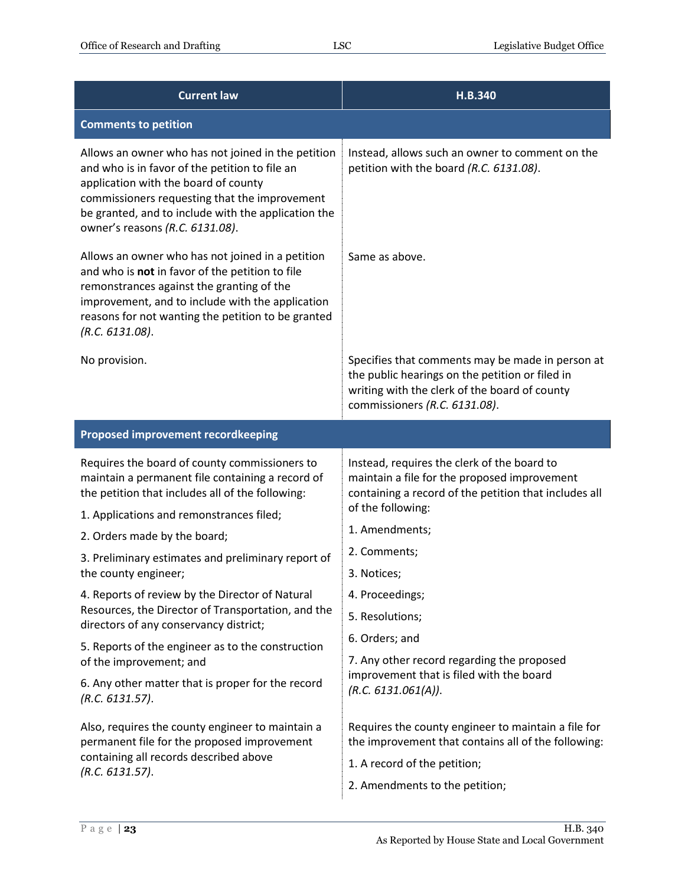| Current law | H.B.340 |
|---|---|
| **Comments to petition** | |
| Allows an owner who has not joined in the petition and who is in favor of the petition to file an application with the board of county commissioners requesting that the improvement be granted, and to include with the application the owner's reasons *(R.C. 6131.08)*. | Instead, allows such an owner to comment on the petition with the board *(R.C. 6131.08)*. |
| Allows an owner who has not joined in a petition and who is **not** in favor of the petition to file remonstrances against the granting of the improvement, and to include with the application reasons for not wanting the petition to be granted *(R.C. 6131.08)*. | Same as above. |
| No provision. | Specifies that comments may be made in person at the public hearings on the petition or filed in writing with the clerk of the board of county commissioners *(R.C. 6131.08)*. |
| **Proposed improvement recordkeeping** | |
| Requires the board of county commissioners to maintain a permanent file containing a record of the petition that includes all of the following:<br>1. Applications and remonstrances filed;<br>2. Orders made by the board;<br>3. Preliminary estimates and preliminary report of the county engineer;<br>4. Reports of review by the Director of Natural Resources, the Director of Transportation, and the directors of any conservancy district;<br>5. Reports of the engineer as to the construction of the improvement; and<br>6. Any other matter that is proper for the record *(R.C. 6131.57)*. | Instead, requires the clerk of the board to maintain a file for the proposed improvement containing a record of the petition that includes all of the following:<br>1. Amendments;<br>2. Comments;<br>3. Notices;<br>4. Proceedings;<br>5. Resolutions;<br>6. Orders; and<br>7. Any other record regarding the proposed improvement that is filed with the board *(R.C. 6131.061(A))*. |
| Also, requires the county engineer to maintain a permanent file for the proposed improvement containing all records described above *(R.C. 6131.57)*. | Requires the county engineer to maintain a file for the improvement that contains all of the following:<br>1. A record of the petition;<br>2. Amendments to the petition; |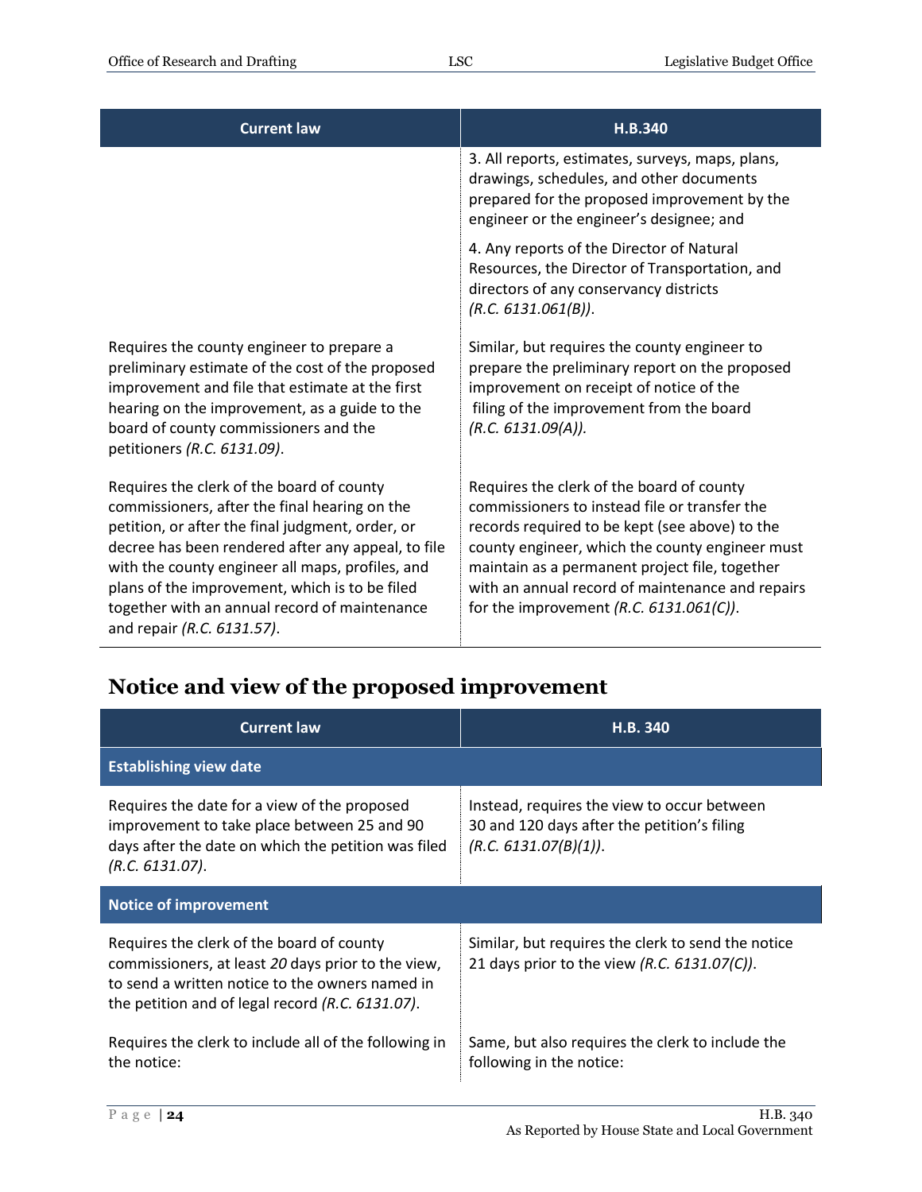| Current law | H.B.340 |
|---|---|
| | 3. All reports, estimates, surveys, maps, plans, drawings, schedules, and other documents prepared for the proposed improvement by the engineer or the engineer's designee; and<br><br>4. Any reports of the Director of Natural Resources, the Director of Transportation, and directors of any conservancy districts *(R.C. 6131.061(B))*. |
| Requires the county engineer to prepare a preliminary estimate of the cost of the proposed improvement and file that estimate at the first hearing on the improvement, as a guide to the board of county commissioners and the petitioners *(R.C. 6131.09)*. | Similar, but requires the county engineer to prepare the preliminary report on the proposed improvement on receipt of notice of the filing of the improvement from the board *(R.C. 6131.09(A))*. |
| Requires the clerk of the board of county commissioners, after the final hearing on the petition, or after the final judgment, order, or decree has been rendered after any appeal, to file with the county engineer all maps, profiles, and plans of the improvement, which is to be filed together with an annual record of maintenance and repair *(R.C. 6131.57)*. | Requires the clerk of the board of county commissioners to instead file or transfer the records required to be kept (see above) to the county engineer, which the county engineer must maintain as a permanent project file, together with an annual record of maintenance and repairs for the improvement *(R.C. 6131.061(C))*. |

## Notice and view of the proposed improvement

| Current law | H.B. 340 |
|---|---|
| **Establishing view date** | |
| Requires the date for a view of the proposed improvement to take place between 25 and 90 days after the date on which the petition was filed *(R.C. 6131.07)*. | Instead, requires the view to occur between 30 and 120 days after the petition's filing *(R.C. 6131.07(B)(1))*. |
| **Notice of improvement** | |
| Requires the clerk of the board of county commissioners, at least *20* days prior to the view, to send a written notice to the owners named in the petition and of legal record *(R.C. 6131.07)*. | Similar, but requires the clerk to send the notice 21 days prior to the view *(R.C. 6131.07(C))*. |
| Requires the clerk to include all of the following in the notice: | Same, but also requires the clerk to include the following in the notice: |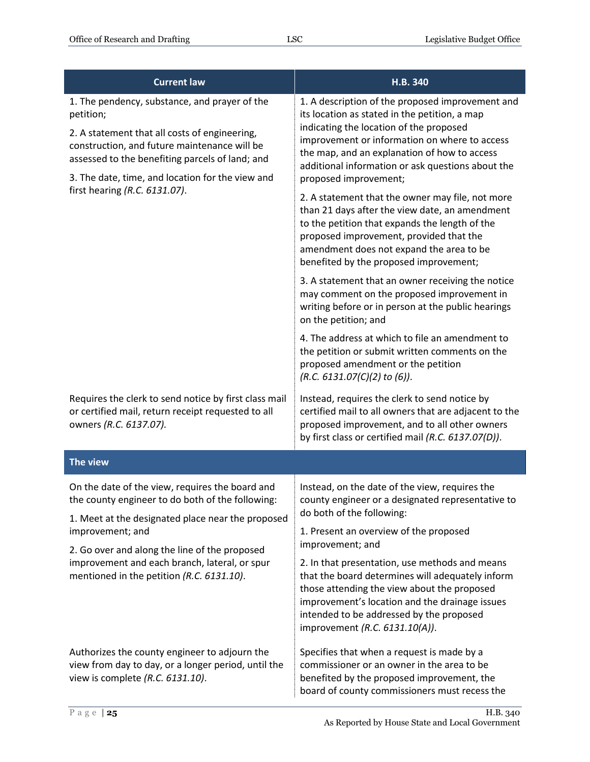| Current law | H.B. 340 |
|---|---|
| 1. The pendency, substance, and prayer of the petition;<br>2. A statement that all costs of engineering, construction, and future maintenance will be assessed to the benefiting parcels of land; and<br>3. The date, time, and location for the view and first hearing *(R.C. 6131.07)*. | 1. A description of the proposed improvement and its location as stated in the petition, a map indicating the location of the proposed improvement or information on where to access the map, and an explanation of how to access additional information or ask questions about the proposed improvement;<br>2. A statement that the owner may file, not more than 21 days after the view date, an amendment to the petition that expands the length of the proposed improvement, provided that the amendment does not expand the area to be benefited by the proposed improvement;<br>3. A statement that an owner receiving the notice may comment on the proposed improvement in writing before or in person at the public hearings on the petition; and<br>4. The address at which to file an amendment to the petition or submit written comments on the proposed amendment or the petition *(R.C. 6131.07(C)(2) to (6))*. |
| Requires the clerk to send notice by first class mail or certified mail, return receipt requested to all owners *(R.C. 6137.07).* | Instead, requires the clerk to send notice by certified mail to all owners that are adjacent to the proposed improvement, and to all other owners by first class or certified mail *(R.C. 6137.07(D))*. |
| **The view** | |
| On the date of the view, requires the board and the county engineer to do both of the following:<br>1. Meet at the designated place near the proposed improvement; and<br>2. Go over and along the line of the proposed improvement and each branch, lateral, or spur mentioned in the petition *(R.C. 6131.10)*. | Instead, on the date of the view, requires the county engineer or a designated representative to do both of the following:<br>1. Present an overview of the proposed improvement; and<br>2. In that presentation, use methods and means that the board determines will adequately inform those attending the view about the proposed improvement's location and the drainage issues intended to be addressed by the proposed improvement *(R.C. 6131.10(A))*. |
| Authorizes the county engineer to adjourn the view from day to day, or a longer period, until the view is complete *(R.C. 6131.10)*. | Specifies that when a request is made by a commissioner or an owner in the area to be benefited by the proposed improvement, the board of county commissioners must recess the |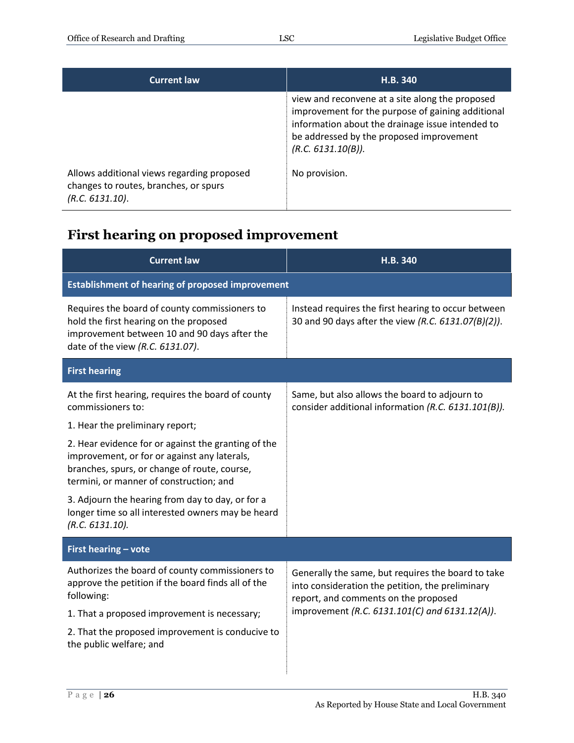| Current law | H.B. 340 |
|---|---|
| | view and reconvene at a site along the proposed improvement for the purpose of gaining additional information about the drainage issue intended to be addressed by the proposed improvement *(R.C. 6131.10(B))*. |
| Allows additional views regarding proposed changes to routes, branches, or spurs *(R.C. 6131.10)*. | No provision. |

## First hearing on proposed improvement

| Current law | H.B. 340 |
|---|---|
| **Establishment of hearing of proposed improvement** | |
| Requires the board of county commissioners to hold the first hearing on the proposed improvement between 10 and 90 days after the date of the view *(R.C. 6131.07)*. | Instead requires the first hearing to occur between 30 and 90 days after the view *(R.C. 6131.07(B)(2))*. |
| **First hearing** | |
| At the first hearing, requires the board of county commissioners to:<br><br>1. Hear the preliminary report;<br><br>2. Hear evidence for or against the granting of the improvement, or for or against any laterals, branches, spurs, or change of route, course, termini, or manner of construction; and<br><br>3. Adjourn the hearing from day to day, or for a longer time so all interested owners may be heard *(R.C. 6131.10)*. | Same, but also allows the board to adjourn to consider additional information *(R.C. 6131.101(B))*. |
| **First hearing – vote** | |
| Authorizes the board of county commissioners to approve the petition if the board finds all of the following:<br><br>1. That a proposed improvement is necessary;<br><br>2. That the proposed improvement is conducive to the public welfare; and | Generally the same, but requires the board to take into consideration the petition, the preliminary report, and comments on the proposed improvement *(R.C. 6131.101(C) and 6131.12(A))*. |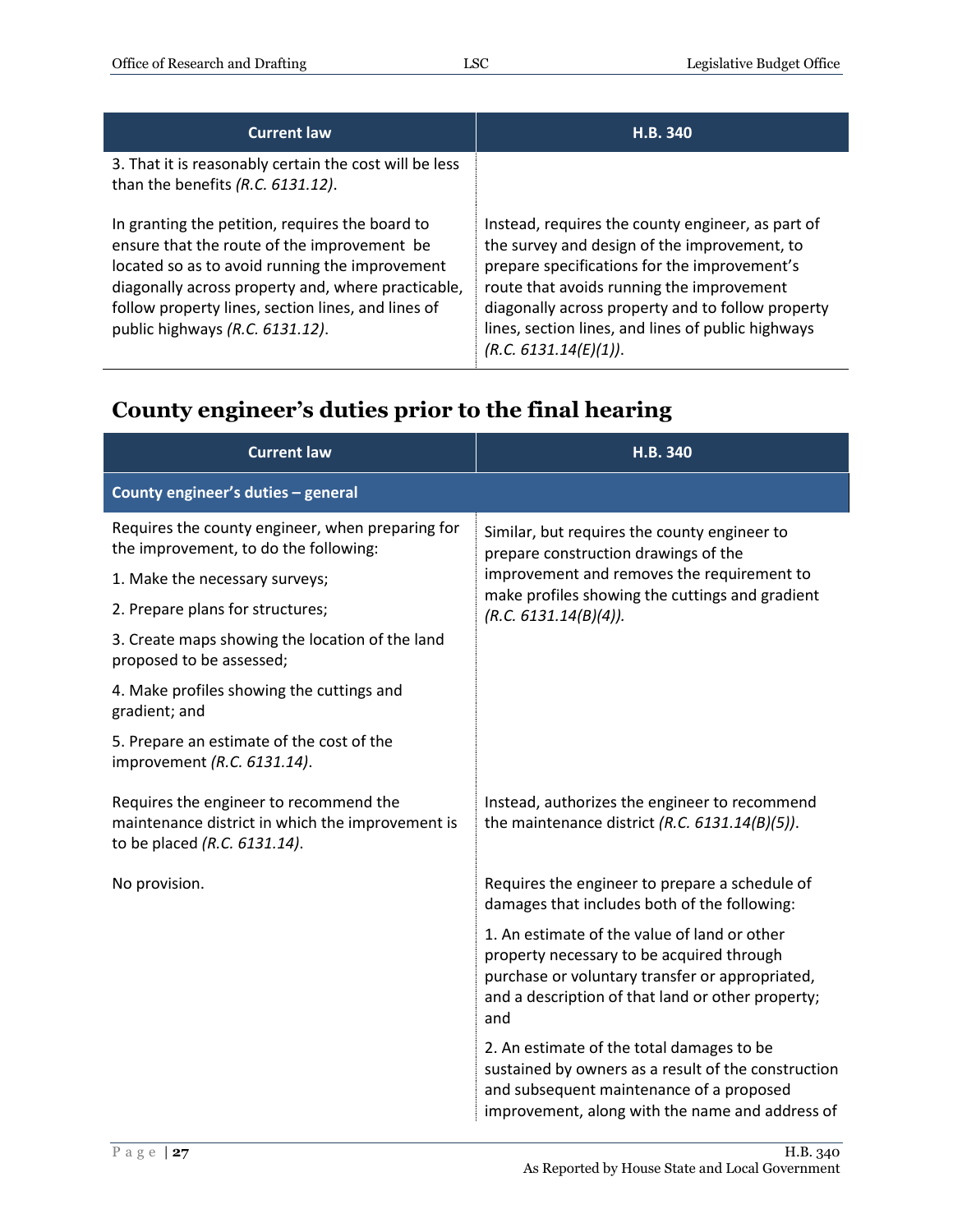| Current law | H.B. 340 |
|---|---|
| 3. That it is reasonably certain the cost will be less than the benefits *(R.C. 6131.12)*. | |
| In granting the petition, requires the board to ensure that the route of the improvement be located so as to avoid running the improvement diagonally across property and, where practicable, follow property lines, section lines, and lines of public highways *(R.C. 6131.12)*. | Instead, requires the county engineer, as part of the survey and design of the improvement, to prepare specifications for the improvement's route that avoids running the improvement diagonally across property and to follow property lines, section lines, and lines of public highways *(R.C. 6131.14(E)(1))*. |

## County engineer's duties prior to the final hearing

| Current law | H.B. 340 |
|---|---|
| **County engineer's duties – general** | |
| Requires the county engineer, when preparing for the improvement, to do the following:<br>1. Make the necessary surveys;<br>2. Prepare plans for structures;<br>3. Create maps showing the location of the land proposed to be assessed;<br>4. Make profiles showing the cuttings and gradient; and<br>5. Prepare an estimate of the cost of the improvement *(R.C. 6131.14)*. | Similar, but requires the county engineer to prepare construction drawings of the improvement and removes the requirement to make profiles showing the cuttings and gradient *(R.C. 6131.14(B)(4))*. |
| Requires the engineer to recommend the maintenance district in which the improvement is to be placed *(R.C. 6131.14)*. | Instead, authorizes the engineer to recommend the maintenance district *(R.C. 6131.14(B)(5))*. |
| No provision. | Requires the engineer to prepare a schedule of damages that includes both of the following:<br>1. An estimate of the value of land or other property necessary to be acquired through purchase or voluntary transfer or appropriated, and a description of that land or other property; and<br>2. An estimate of the total damages to be sustained by owners as a result of the construction and subsequent maintenance of a proposed improvement, along with the name and address of |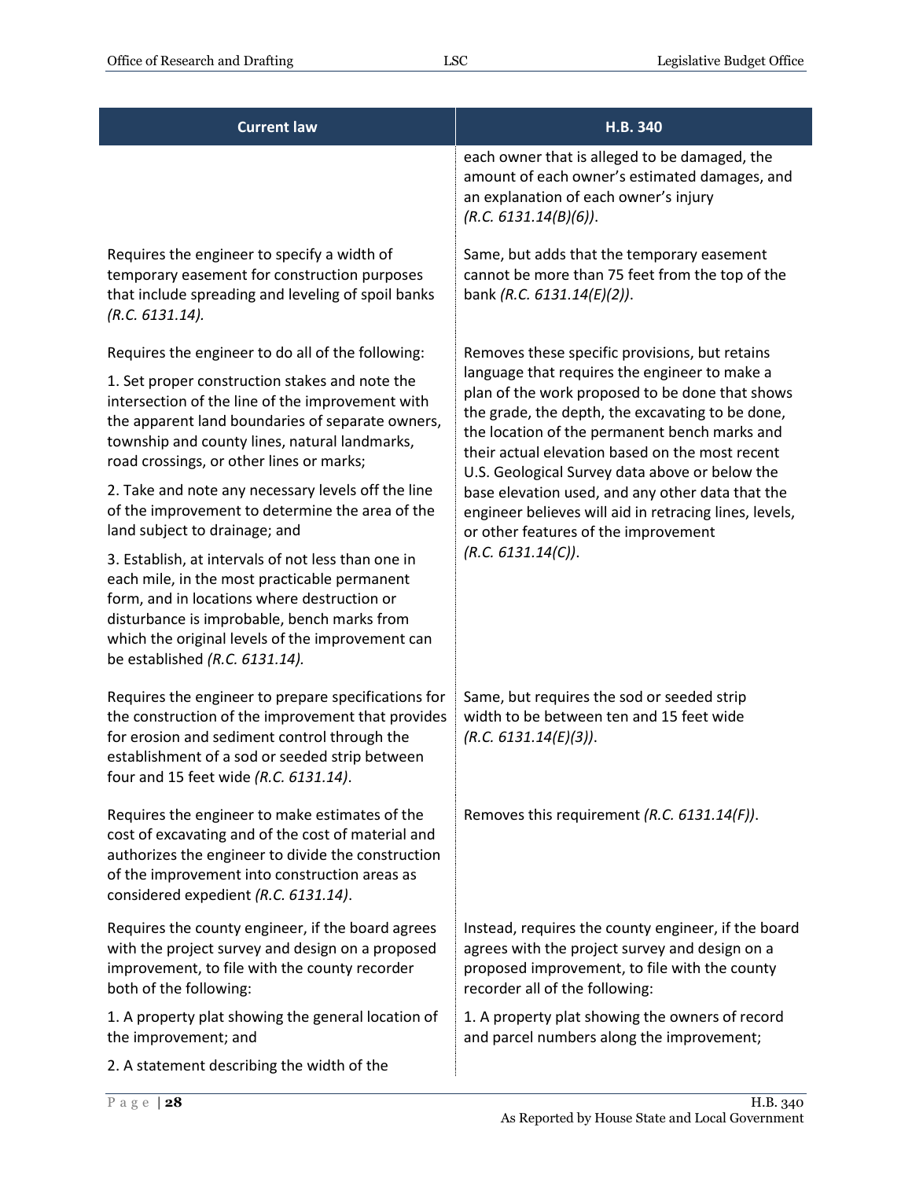| Current law | H.B. 340 |
|---|---|
| | each owner that is alleged to be damaged, the amount of each owner's estimated damages, and an explanation of each owner's injury *(R.C. 6131.14(B)(6))*. |
| Requires the engineer to specify a width of temporary easement for construction purposes that include spreading and leveling of spoil banks *(R.C. 6131.14).* | Same, but adds that the temporary easement cannot be more than 75 feet from the top of the bank *(R.C. 6131.14(E)(2))*. |
| Requires the engineer to do all of the following:<br><br>1. Set proper construction stakes and note the intersection of the line of the improvement with the apparent land boundaries of separate owners, township and county lines, natural landmarks, road crossings, or other lines or marks;<br><br>2. Take and note any necessary levels off the line of the improvement to determine the area of the land subject to drainage; and<br><br>3. Establish, at intervals of not less than one in each mile, in the most practicable permanent form, and in locations where destruction or disturbance is improbable, bench marks from which the original levels of the improvement can be established *(R.C. 6131.14).* | Removes these specific provisions, but retains language that requires the engineer to make a plan of the work proposed to be done that shows the grade, the depth, the excavating to be done, the location of the permanent bench marks and their actual elevation based on the most recent U.S. Geological Survey data above or below the base elevation used, and any other data that the engineer believes will aid in retracing lines, levels, or other features of the improvement *(R.C. 6131.14(C))*. |
| Requires the engineer to prepare specifications for the construction of the improvement that provides for erosion and sediment control through the establishment of a sod or seeded strip between four and 15 feet wide *(R.C. 6131.14)*. | Same, but requires the sod or seeded strip width to be between ten and 15 feet wide *(R.C. 6131.14(E)(3))*. |
| Requires the engineer to make estimates of the cost of excavating and of the cost of material and authorizes the engineer to divide the construction of the improvement into construction areas as considered expedient *(R.C. 6131.14)*. | Removes this requirement *(R.C. 6131.14(F))*. |
| Requires the county engineer, if the board agrees with the project survey and design on a proposed improvement, to file with the county recorder both of the following:<br><br>1. A property plat showing the general location of the improvement; and<br><br>2. A statement describing the width of the | Instead, requires the county engineer, if the board agrees with the project survey and design on a proposed improvement, to file with the county recorder all of the following:<br><br>1. A property plat showing the owners of record and parcel numbers along the improvement; |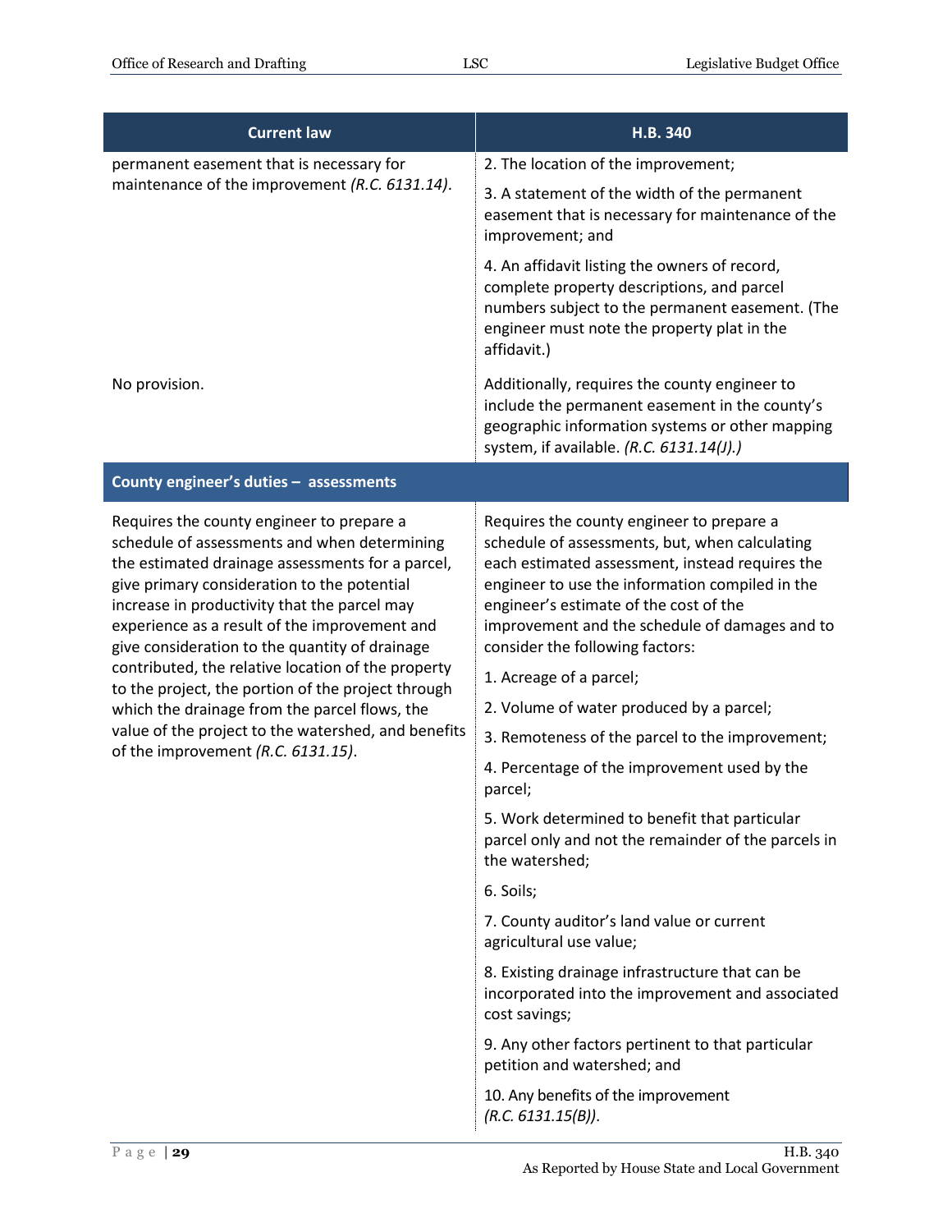| Current law | H.B. 340 |
|---|---|
| permanent easement that is necessary for maintenance of the improvement *(R.C. 6131.14)*. | 2. The location of the improvement;<br><br>3. A statement of the width of the permanent easement that is necessary for maintenance of the improvement; and<br><br>4. An affidavit listing the owners of record, complete property descriptions, and parcel numbers subject to the permanent easement. (The engineer must note the property plat in the affidavit.) |
| No provision. | Additionally, requires the county engineer to include the permanent easement in the county's geographic information systems or other mapping system, if available. *(R.C. 6131.14(J).)* |
| **County engineer's duties – assessments** | |
| Requires the county engineer to prepare a schedule of assessments and when determining the estimated drainage assessments for a parcel, give primary consideration to the potential increase in productivity that the parcel may experience as a result of the improvement and give consideration to the quantity of drainage contributed, the relative location of the property to the project, the portion of the project through which the drainage from the parcel flows, the value of the project to the watershed, and benefits of the improvement *(R.C. 6131.15)*. | Requires the county engineer to prepare a schedule of assessments, but, when calculating each estimated assessment, instead requires the engineer to use the information compiled in the engineer's estimate of the cost of the improvement and the schedule of damages and to consider the following factors:<br><br>1. Acreage of a parcel;<br><br>2. Volume of water produced by a parcel;<br><br>3. Remoteness of the parcel to the improvement;<br><br>4. Percentage of the improvement used by the parcel;<br><br>5. Work determined to benefit that particular parcel only and not the remainder of the parcels in the watershed;<br><br>6. Soils;<br><br>7. County auditor's land value or current agricultural use value;<br><br>8. Existing drainage infrastructure that can be incorporated into the improvement and associated cost savings;<br><br>9. Any other factors pertinent to that particular petition and watershed; and<br><br>10. Any benefits of the improvement *(R.C. 6131.15(B))*. |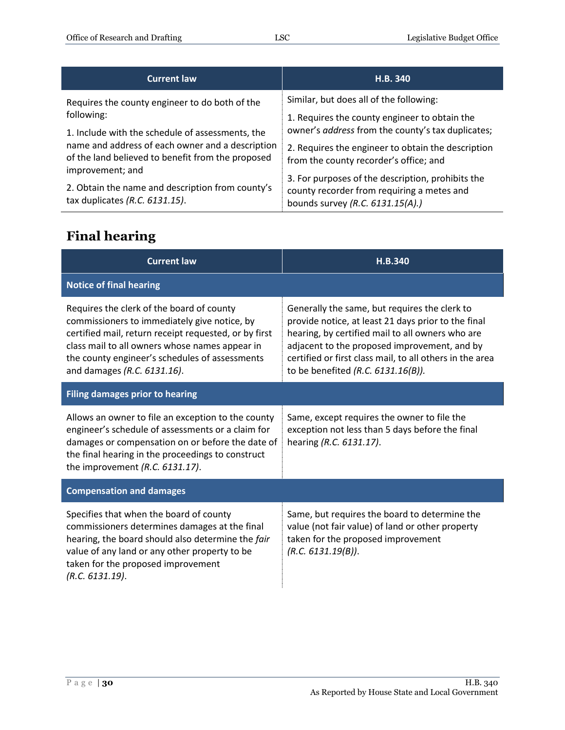| Current law | H.B. 340 |
| --- | --- |
| Requires the county engineer to do both of the following:<br><br>1. Include with the schedule of assessments, the name and address of each owner and a description of the land believed to benefit from the proposed improvement; and<br><br>2. Obtain the name and description from county's tax duplicates *(R.C. 6131.15)*. | Similar, but does all of the following:<br><br>1. Requires the county engineer to obtain the owner's *address* from the county's tax duplicates;<br><br>2. Requires the engineer to obtain the description from the county recorder's office; and<br><br>3. For purposes of the description, prohibits the county recorder from requiring a metes and bounds survey *(R.C. 6131.15(A).)* |

## Final hearing

| Current law | H.B.340 |
| --- | --- |
| **Notice of final hearing** | |
| Requires the clerk of the board of county commissioners to immediately give notice, by certified mail, return receipt requested, or by first class mail to all owners whose names appear in the county engineer's schedules of assessments and damages *(R.C. 6131.16)*. | Generally the same, but requires the clerk to provide notice, at least 21 days prior to the final hearing, by certified mail to all owners who are adjacent to the proposed improvement, and by certified or first class mail, to all others in the area to be benefited *(R.C. 6131.16(B))*. |
| **Filing damages prior to hearing** | |
| Allows an owner to file an exception to the county engineer's schedule of assessments or a claim for damages or compensation on or before the date of the final hearing in the proceedings to construct the improvement *(R.C. 6131.17)*. | Same, except requires the owner to file the exception not less than 5 days before the final hearing *(R.C. 6131.17)*. |
| **Compensation and damages** | |
| Specifies that when the board of county commissioners determines damages at the final hearing, the board should also determine the *fair* value of any land or any other property to be taken for the proposed improvement *(R.C. 6131.19)*. | Same, but requires the board to determine the value (not fair value) of land or other property taken for the proposed improvement *(R.C. 6131.19(B))*. |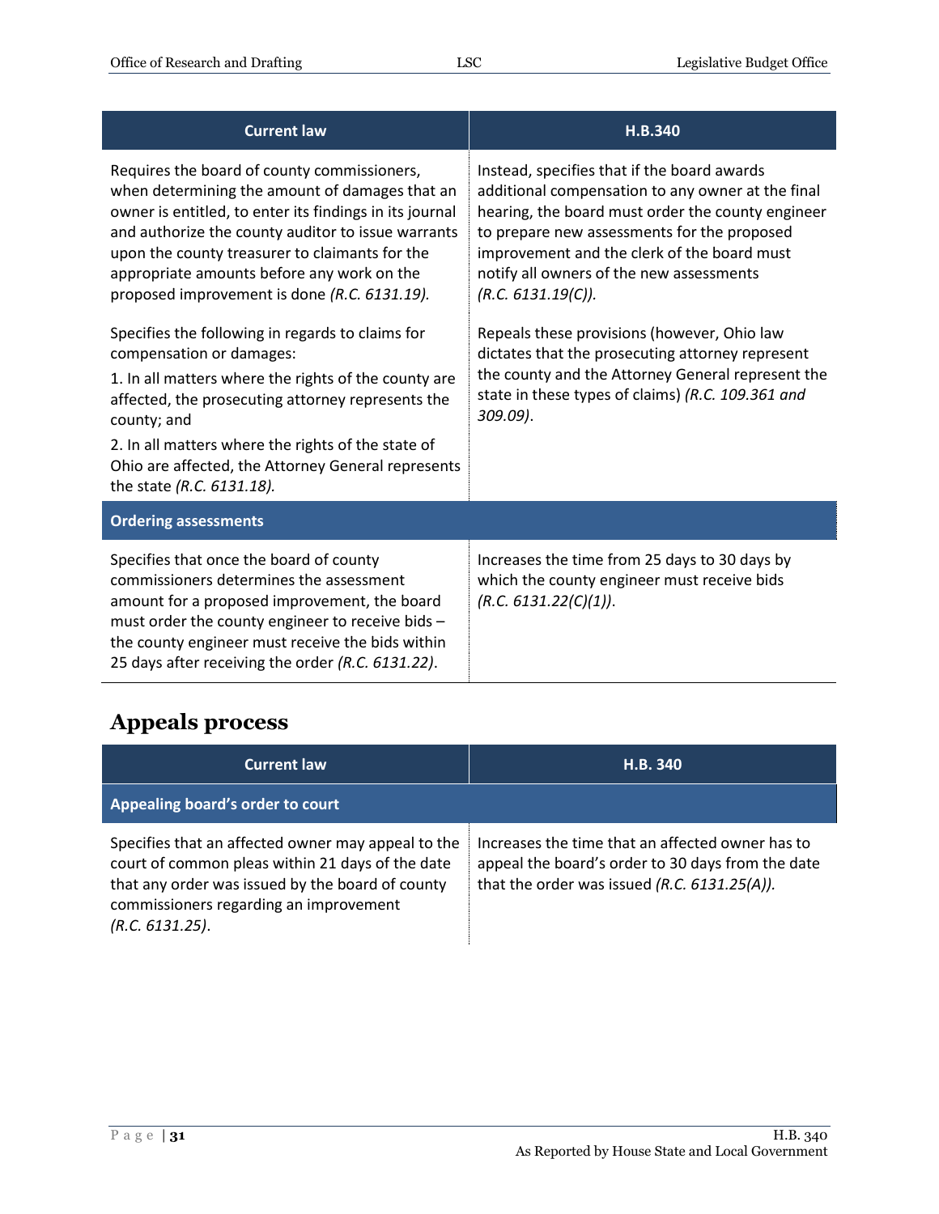| Current law | H.B.340 |
|---|---|
| Requires the board of county commissioners, when determining the amount of damages that an owner is entitled, to enter its findings in its journal and authorize the county auditor to issue warrants upon the county treasurer to claimants for the appropriate amounts before any work on the proposed improvement is done *(R.C. 6131.19).* | Instead, specifies that if the board awards additional compensation to any owner at the final hearing, the board must order the county engineer to prepare new assessments for the proposed improvement and the clerk of the board must notify all owners of the new assessments *(R.C. 6131.19(C)).* |
| Specifies the following in regards to claims for compensation or damages:<br>1. In all matters where the rights of the county are affected, the prosecuting attorney represents the county; and<br>2. In all matters where the rights of the state of Ohio are affected, the Attorney General represents the state *(R.C. 6131.18).* | Repeals these provisions (however, Ohio law dictates that the prosecuting attorney represent the county and the Attorney General represent the state in these types of claims) *(R.C. 109.361 and 309.09)*. |
| **Ordering assessments** | |
| Specifies that once the board of county commissioners determines the assessment amount for a proposed improvement, the board must order the county engineer to receive bids – the county engineer must receive the bids within 25 days after receiving the order *(R.C. 6131.22)*. | Increases the time from 25 days to 30 days by which the county engineer must receive bids *(R.C. 6131.22(C)(1))*. |

## Appeals process

| Current law | H.B. 340 |
|---|---|
| **Appealing board's order to court** | |
| Specifies that an affected owner may appeal to the court of common pleas within 21 days of the date that any order was issued by the board of county commissioners regarding an improvement *(R.C. 6131.25)*. | Increases the time that an affected owner has to appeal the board's order to 30 days from the date that the order was issued *(R.C. 6131.25(A)).* |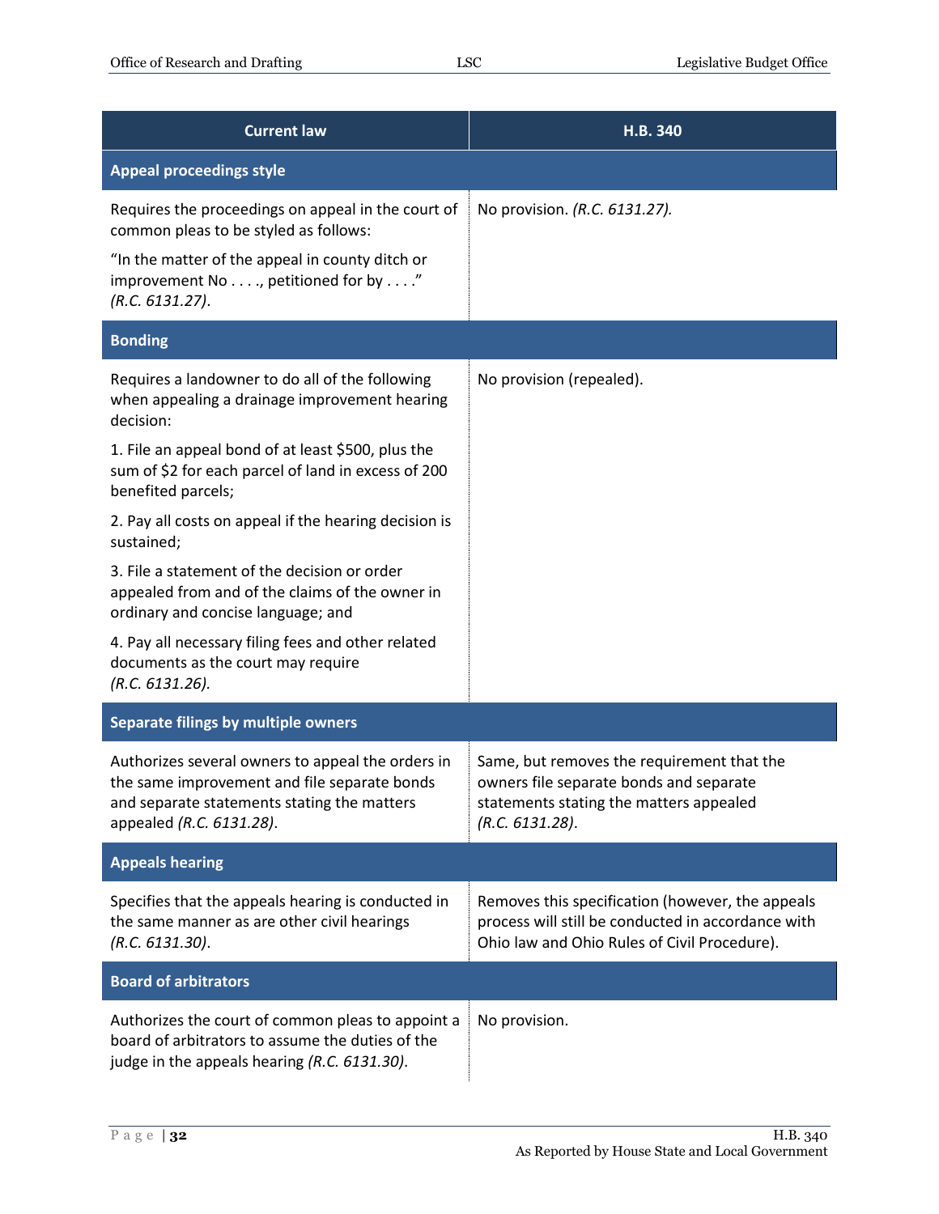| Current law | H.B. 340 |
|---|---|
| **Appeal proceedings style** | |
| Requires the proceedings on appeal in the court of common pleas to be styled as follows:<br><br>"In the matter of the appeal in county ditch or improvement No . . . ., petitioned for by . . . ." *(R.C. 6131.27)*. | No provision. *(R.C. 6131.27).* |
| **Bonding** | |
| Requires a landowner to do all of the following when appealing a drainage improvement hearing decision:<br><br>1. File an appeal bond of at least $500, plus the sum of $2 for each parcel of land in excess of 200 benefited parcels;<br><br>2. Pay all costs on appeal if the hearing decision is sustained;<br><br>3. File a statement of the decision or order appealed from and of the claims of the owner in ordinary and concise language; and<br><br>4. Pay all necessary filing fees and other related documents as the court may require *(R.C. 6131.26).* | No provision (repealed). |
| **Separate filings by multiple owners** | |
| Authorizes several owners to appeal the orders in the same improvement and file separate bonds and separate statements stating the matters appealed *(R.C. 6131.28)*. | Same, but removes the requirement that the owners file separate bonds and separate statements stating the matters appealed *(R.C. 6131.28)*. |
| **Appeals hearing** | |
| Specifies that the appeals hearing is conducted in the same manner as are other civil hearings *(R.C. 6131.30)*. | Removes this specification (however, the appeals process will still be conducted in accordance with Ohio law and Ohio Rules of Civil Procedure). |
| **Board of arbitrators** | |
| Authorizes the court of common pleas to appoint a board of arbitrators to assume the duties of the judge in the appeals hearing *(R.C. 6131.30)*. | No provision. |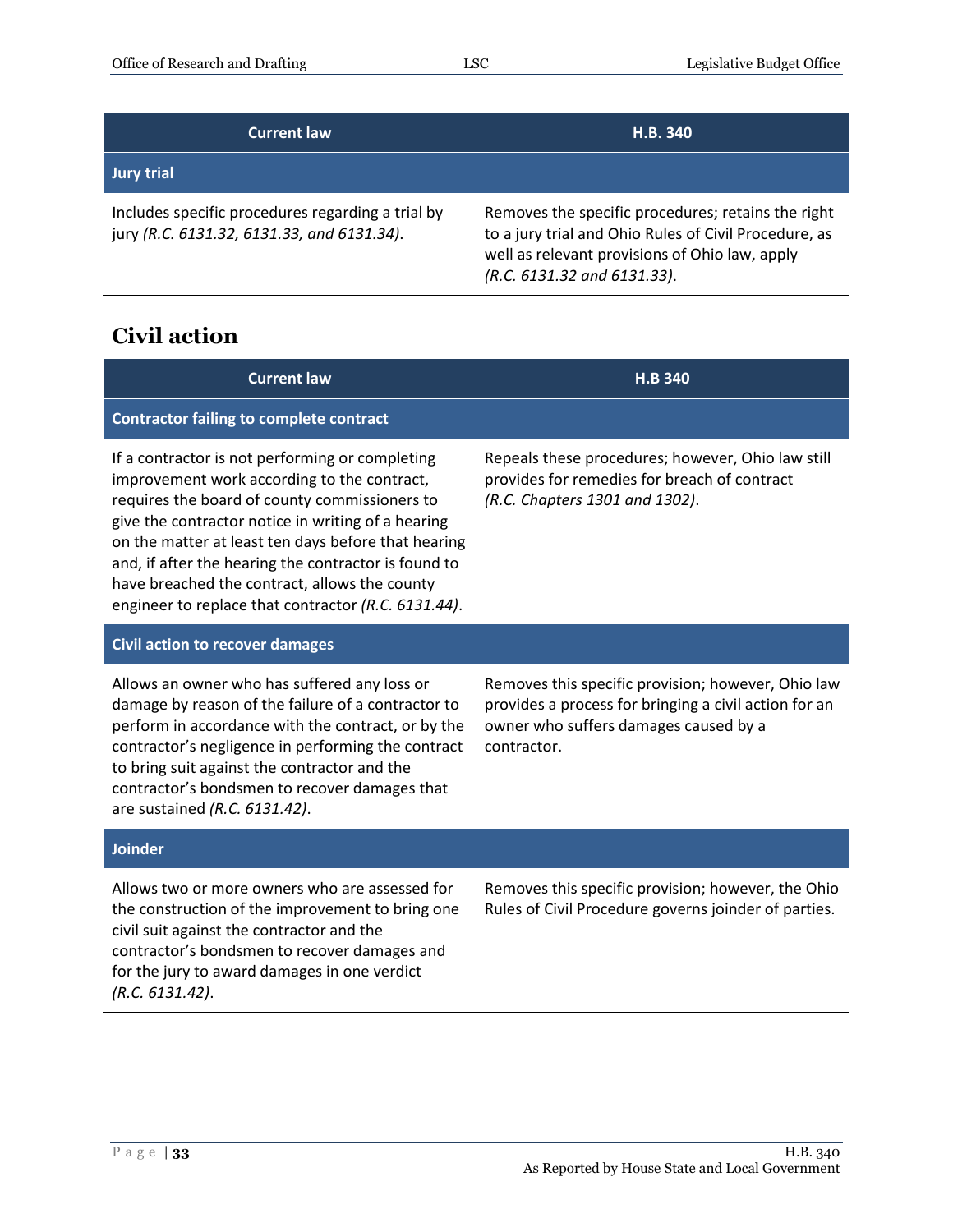| Current law | H.B. 340 |
|---|---|
| **Jury trial** | |
| Includes specific procedures regarding a trial by jury *(R.C. 6131.32, 6131.33, and 6131.34)*. | Removes the specific procedures; retains the right to a jury trial and Ohio Rules of Civil Procedure, as well as relevant provisions of Ohio law, apply *(R.C. 6131.32 and 6131.33)*. |

## Civil action

| Current law | H.B 340 |
|---|---|
| **Contractor failing to complete contract** | |
| If a contractor is not performing or completing improvement work according to the contract, requires the board of county commissioners to give the contractor notice in writing of a hearing on the matter at least ten days before that hearing and, if after the hearing the contractor is found to have breached the contract, allows the county engineer to replace that contractor *(R.C. 6131.44)*. | Repeals these procedures; however, Ohio law still provides for remedies for breach of contract *(R.C. Chapters 1301 and 1302)*. |
| **Civil action to recover damages** | |
| Allows an owner who has suffered any loss or damage by reason of the failure of a contractor to perform in accordance with the contract, or by the contractor's negligence in performing the contract to bring suit against the contractor and the contractor's bondsmen to recover damages that are sustained *(R.C. 6131.42)*. | Removes this specific provision; however, Ohio law provides a process for bringing a civil action for an owner who suffers damages caused by a contractor. |
| **Joinder** | |
| Allows two or more owners who are assessed for the construction of the improvement to bring one civil suit against the contractor and the contractor's bondsmen to recover damages and for the jury to award damages in one verdict *(R.C. 6131.42)*. | Removes this specific provision; however, the Ohio Rules of Civil Procedure governs joinder of parties. |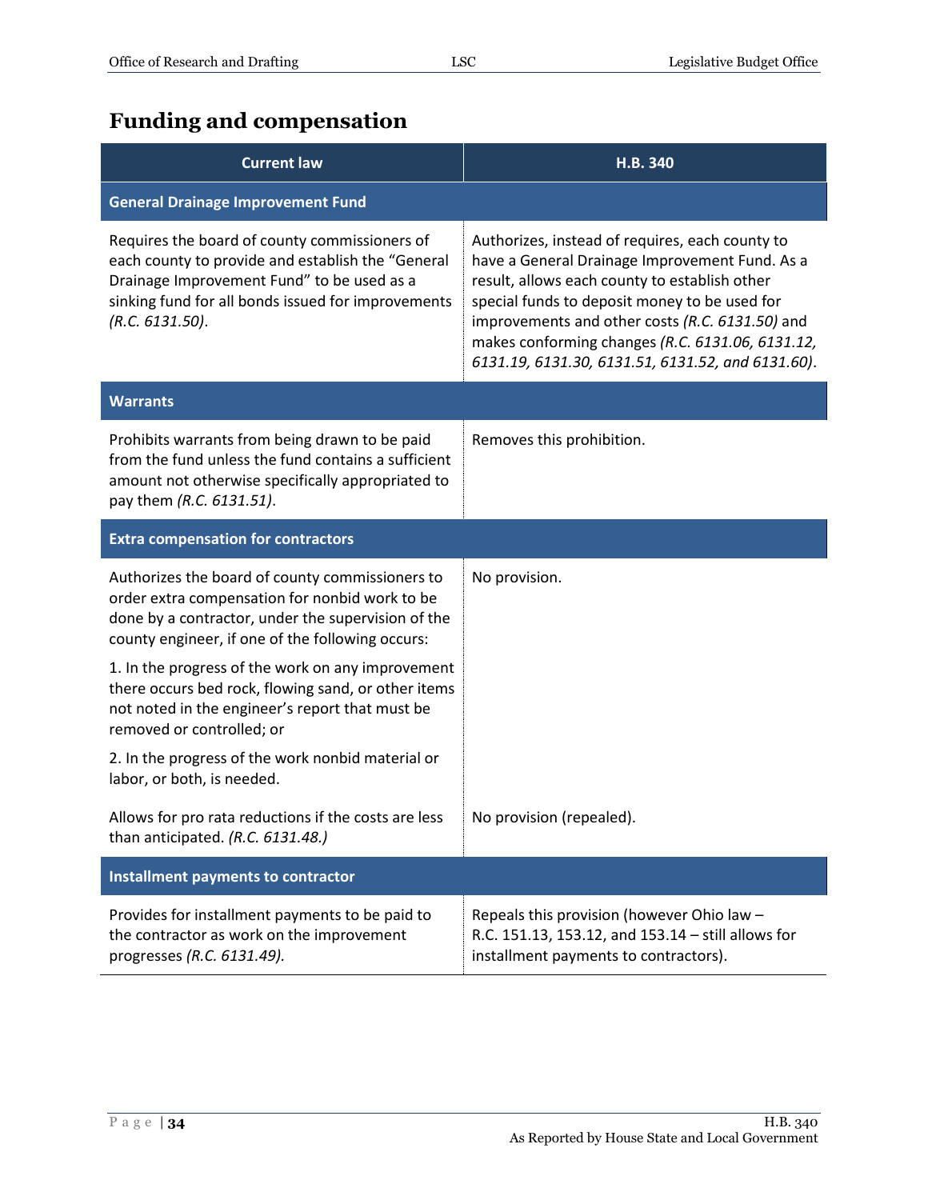## Funding and compensation

| Current law | H.B. 340 |
|---|---|
| **General Drainage Improvement Fund** | |
| Requires the board of county commissioners of each county to provide and establish the "General Drainage Improvement Fund" to be used as a sinking fund for all bonds issued for improvements *(R.C. 6131.50)*. | Authorizes, instead of requires, each county to have a General Drainage Improvement Fund. As a result, allows each county to establish other special funds to deposit money to be used for improvements and other costs *(R.C. 6131.50)* and makes conforming changes *(R.C. 6131.06, 6131.12, 6131.19, 6131.30, 6131.51, 6131.52, and 6131.60)*. |
| **Warrants** | |
| Prohibits warrants from being drawn to be paid from the fund unless the fund contains a sufficient amount not otherwise specifically appropriated to pay them *(R.C. 6131.51)*. | Removes this prohibition. |
| **Extra compensation for contractors** | |
| Authorizes the board of county commissioners to order extra compensation for nonbid work to be done by a contractor, under the supervision of the county engineer, if one of the following occurs:<br>1. In the progress of the work on any improvement there occurs bed rock, flowing sand, or other items not noted in the engineer's report that must be removed or controlled; or<br>2. In the progress of the work nonbid material or labor, or both, is needed. | No provision. |
| Allows for pro rata reductions if the costs are less than anticipated. *(R.C. 6131.48.)* | No provision (repealed). |
| **Installment payments to contractor** | |
| Provides for installment payments to be paid to the contractor as work on the improvement progresses *(R.C. 6131.49).* | Repeals this provision (however Ohio law – R.C. 151.13, 153.12, and 153.14 – still allows for installment payments to contractors). |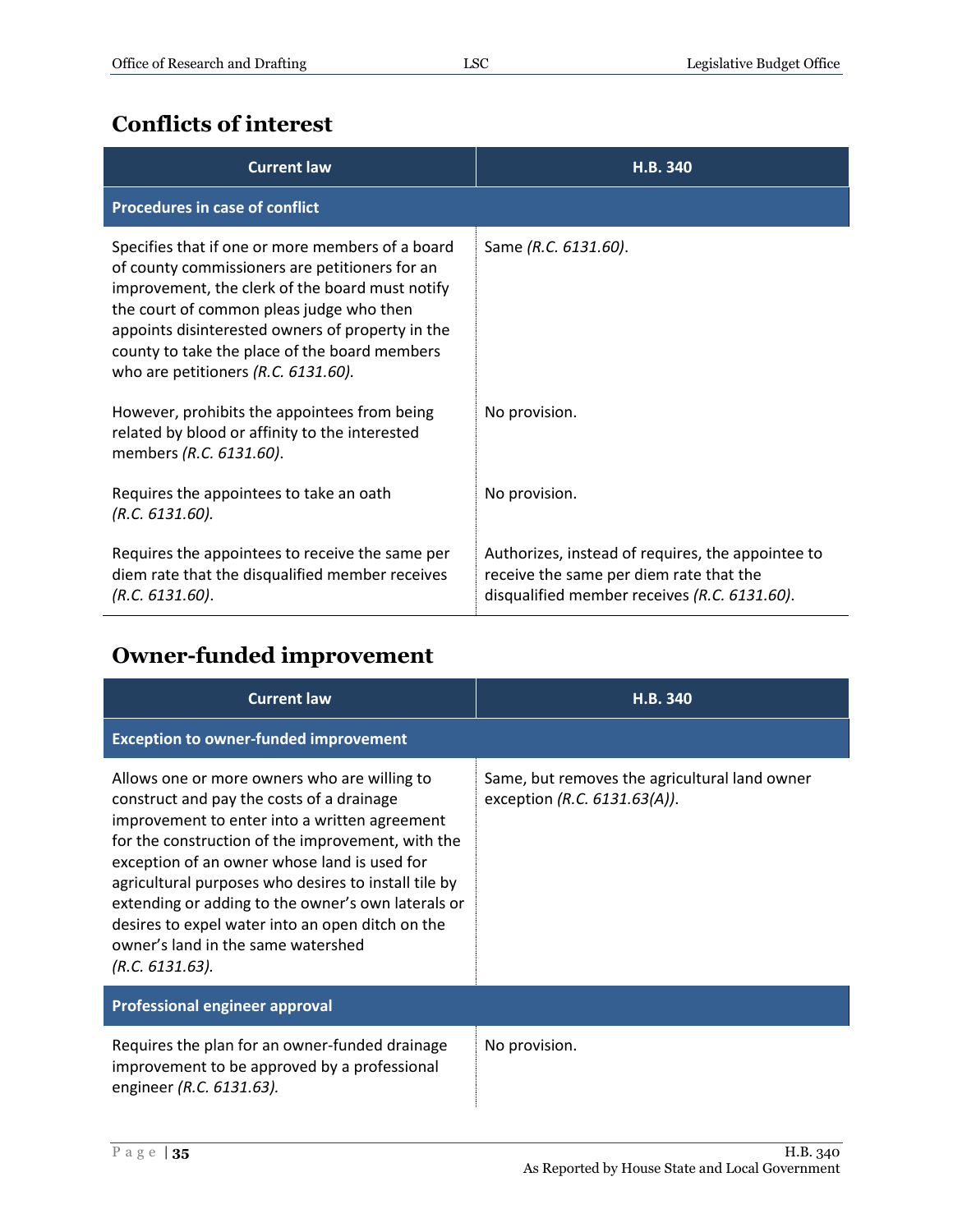## Conflicts of interest

| Current law | H.B. 340 |
|---|---|
| **Procedures in case of conflict** | |
| Specifies that if one or more members of a board of county commissioners are petitioners for an improvement, the clerk of the board must notify the court of common pleas judge who then appoints disinterested owners of property in the county to take the place of the board members who are petitioners *(R.C. 6131.60).* | Same *(R.C. 6131.60)*. |
| However, prohibits the appointees from being related by blood or affinity to the interested members *(R.C. 6131.60)*. | No provision. |
| Requires the appointees to take an oath *(R.C. 6131.60).* | No provision. |
| Requires the appointees to receive the same per diem rate that the disqualified member receives *(R.C. 6131.60)*. | Authorizes, instead of requires, the appointee to receive the same per diem rate that the disqualified member receives *(R.C. 6131.60)*. |

## Owner-funded improvement

| Current law | H.B. 340 |
|---|---|
| **Exception to owner-funded improvement** | |
| Allows one or more owners who are willing to construct and pay the costs of a drainage improvement to enter into a written agreement for the construction of the improvement, with the exception of an owner whose land is used for agricultural purposes who desires to install tile by extending or adding to the owner's own laterals or desires to expel water into an open ditch on the owner's land in the same watershed *(R.C. 6131.63).* | Same, but removes the agricultural land owner exception *(R.C. 6131.63(A))*. |
| **Professional engineer approval** | |
| Requires the plan for an owner-funded drainage improvement to be approved by a professional engineer *(R.C. 6131.63).* | No provision. |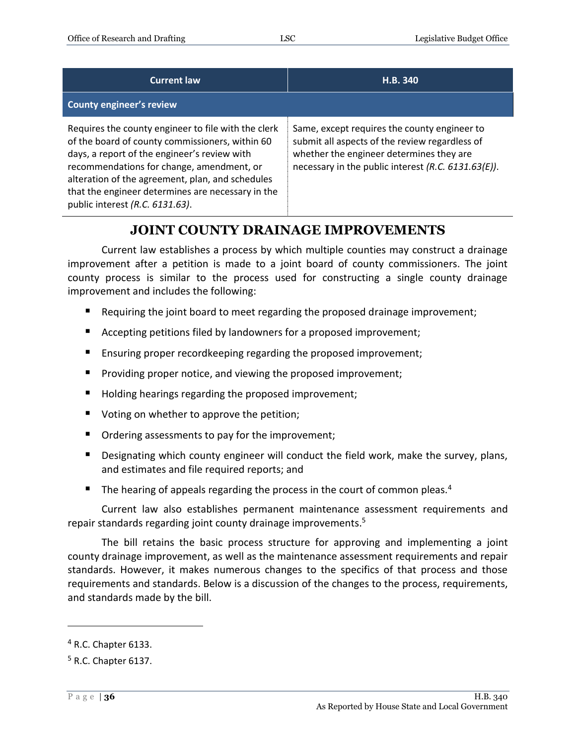| Current law | H.B. 340 |
|---|---|
| **County engineer's review** | |
| Requires the county engineer to file with the clerk of the board of county commissioners, within 60 days, a report of the engineer's review with recommendations for change, amendment, or alteration of the agreement, plan, and schedules that the engineer determines are necessary in the public interest *(R.C. 6131.63)*. | Same, except requires the county engineer to submit all aspects of the review regardless of whether the engineer determines they are necessary in the public interest *(R.C. 6131.63(E))*. |

## JOINT COUNTY DRAINAGE IMPROVEMENTS

Current law establishes a process by which multiple counties may construct a drainage improvement after a petition is made to a joint board of county commissioners. The joint county process is similar to the process used for constructing a single county drainage improvement and includes the following:

- Requiring the joint board to meet regarding the proposed drainage improvement;
- Accepting petitions filed by landowners for a proposed improvement;
- Ensuring proper recordkeeping regarding the proposed improvement;
- Providing proper notice, and viewing the proposed improvement;
- Holding hearings regarding the proposed improvement;
- Voting on whether to approve the petition;
- Ordering assessments to pay for the improvement;
- Designating which county engineer will conduct the field work, make the survey, plans, and estimates and file required reports; and
- The hearing of appeals regarding the process in the court of common pleas.[4]

Current law also establishes permanent maintenance assessment requirements and repair standards regarding joint county drainage improvements.[5]

The bill retains the basic process structure for approving and implementing a joint county drainage improvement, as well as the maintenance assessment requirements and repair standards. However, it makes numerous changes to the specifics of that process and those requirements and standards. Below is a discussion of the changes to the process, requirements, and standards made by the bill.

---

[4] R.C. Chapter 6133.

[5] R.C. Chapter 6137.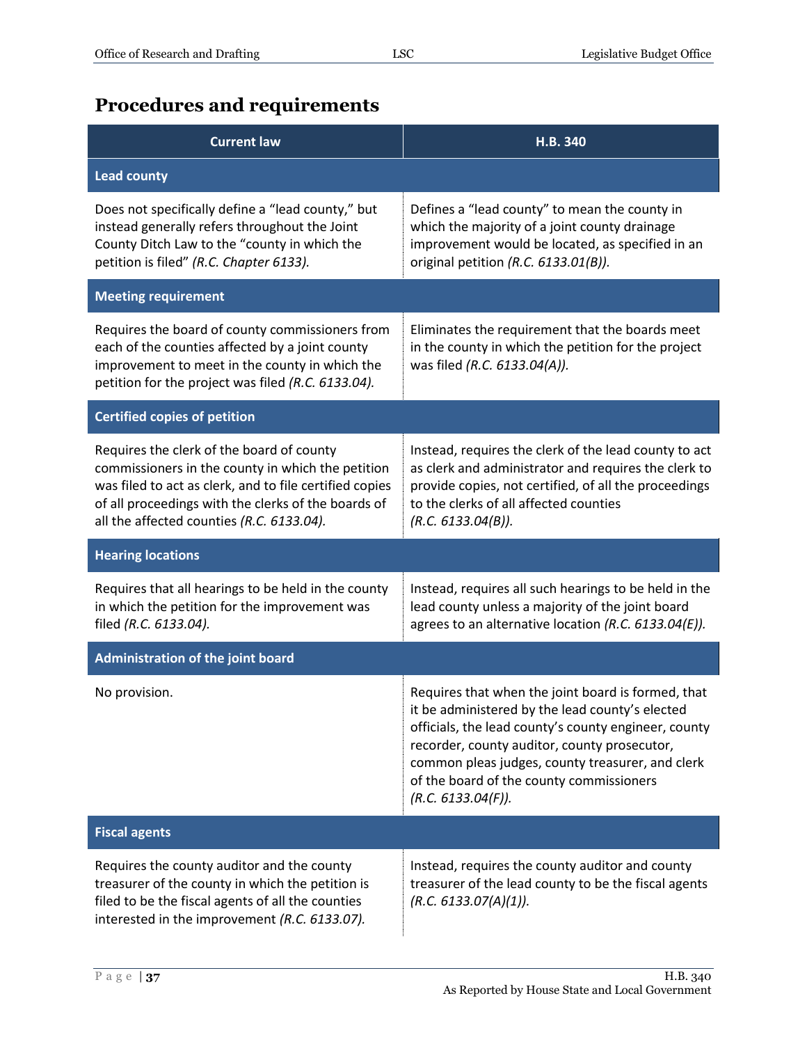## Procedures and requirements

| Current law | H.B. 340 |
|---|---|
| **Lead county** | |
| Does not specifically define a "lead county," but instead generally refers throughout the Joint County Ditch Law to the "county in which the petition is filed" *(R.C. Chapter 6133).* | Defines a "lead county" to mean the county in which the majority of a joint county drainage improvement would be located, as specified in an original petition *(R.C. 6133.01(B)).* |
| **Meeting requirement** | |
| Requires the board of county commissioners from each of the counties affected by a joint county improvement to meet in the county in which the petition for the project was filed *(R.C. 6133.04).* | Eliminates the requirement that the boards meet in the county in which the petition for the project was filed *(R.C. 6133.04(A)).* |
| **Certified copies of petition** | |
| Requires the clerk of the board of county commissioners in the county in which the petition was filed to act as clerk, and to file certified copies of all proceedings with the clerks of the boards of all the affected counties *(R.C. 6133.04).* | Instead, requires the clerk of the lead county to act as clerk and administrator and requires the clerk to provide copies, not certified, of all the proceedings to the clerks of all affected counties *(R.C. 6133.04(B)).* |
| **Hearing locations** | |
| Requires that all hearings to be held in the county in which the petition for the improvement was filed *(R.C. 6133.04).* | Instead, requires all such hearings to be held in the lead county unless a majority of the joint board agrees to an alternative location *(R.C. 6133.04(E)).* |
| **Administration of the joint board** | |
| No provision. | Requires that when the joint board is formed, that it be administered by the lead county's elected officials, the lead county's county engineer, county recorder, county auditor, county prosecutor, common pleas judges, county treasurer, and clerk of the board of the county commissioners *(R.C. 6133.04(F)).* |
| **Fiscal agents** | |
| Requires the county auditor and the county treasurer of the county in which the petition is filed to be the fiscal agents of all the counties interested in the improvement *(R.C. 6133.07).* | Instead, requires the county auditor and county treasurer of the lead county to be the fiscal agents *(R.C. 6133.07(A)(1)).* |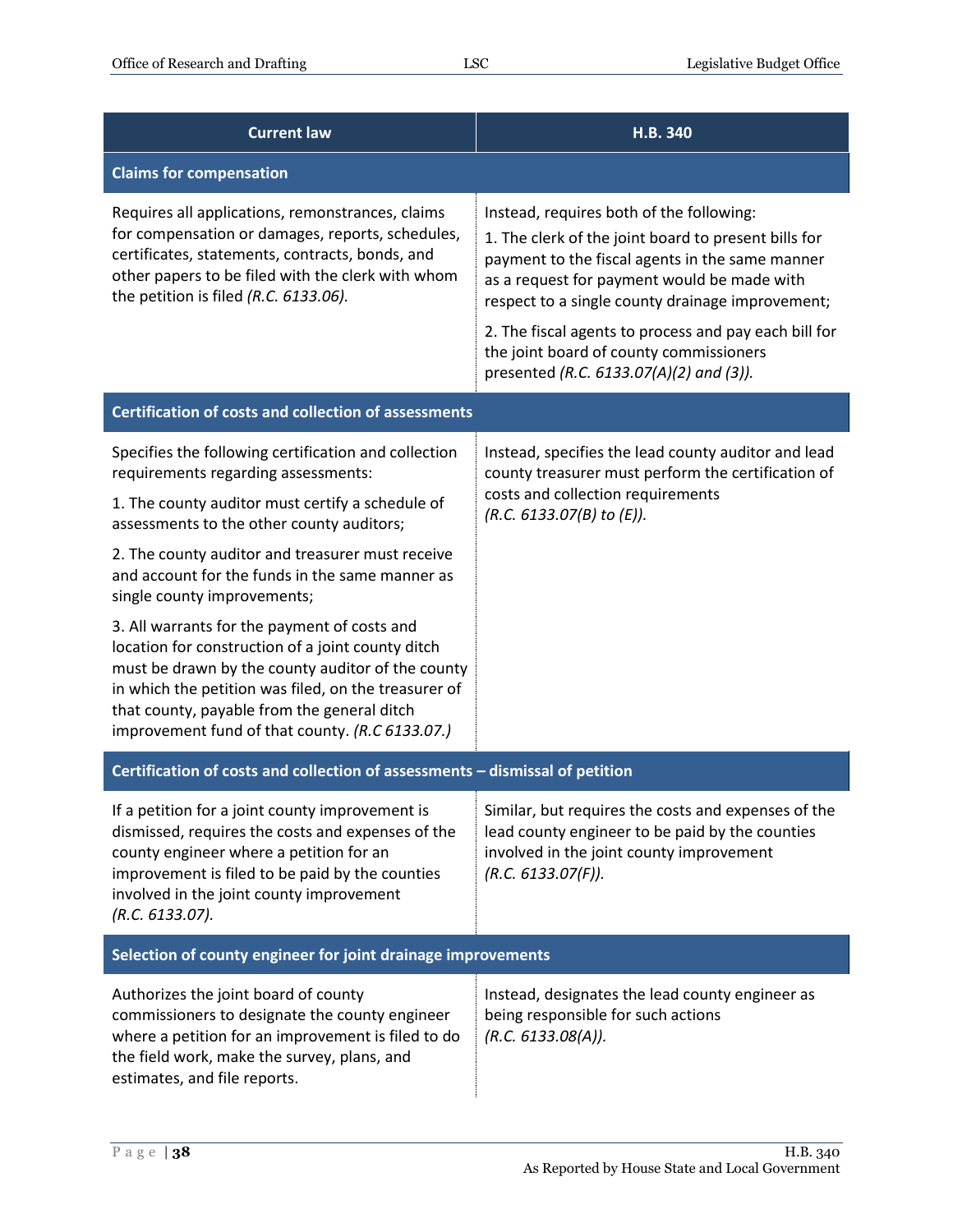| Current law | H.B. 340 |
|---|---|
| **Claims for compensation** | |
| Requires all applications, remonstrances, claims for compensation or damages, reports, schedules, certificates, statements, contracts, bonds, and other papers to be filed with the clerk with whom the petition is filed *(R.C. 6133.06).* | Instead, requires both of the following:<br>1. The clerk of the joint board to present bills for payment to the fiscal agents in the same manner as a request for payment would be made with respect to a single county drainage improvement;<br>2. The fiscal agents to process and pay each bill for the joint board of county commissioners presented *(R.C. 6133.07(A)(2) and (3)).* |
| **Certification of costs and collection of assessments** | |
| Specifies the following certification and collection requirements regarding assessments:<br>1. The county auditor must certify a schedule of assessments to the other county auditors;<br>2. The county auditor and treasurer must receive and account for the funds in the same manner as single county improvements;<br>3. All warrants for the payment of costs and location for construction of a joint county ditch must be drawn by the county auditor of the county in which the petition was filed, on the treasurer of that county, payable from the general ditch improvement fund of that county. *(R.C 6133.07.)* | Instead, specifies the lead county auditor and lead county treasurer must perform the certification of costs and collection requirements *(R.C. 6133.07(B) to (E)).* |
| **Certification of costs and collection of assessments – dismissal of petition** | |
| If a petition for a joint county improvement is dismissed, requires the costs and expenses of the county engineer where a petition for an improvement is filed to be paid by the counties involved in the joint county improvement *(R.C. 6133.07).* | Similar, but requires the costs and expenses of the lead county engineer to be paid by the counties involved in the joint county improvement *(R.C. 6133.07(F)).* |
| **Selection of county engineer for joint drainage improvements** | |
| Authorizes the joint board of county commissioners to designate the county engineer where a petition for an improvement is filed to do the field work, make the survey, plans, and estimates, and file reports. | Instead, designates the lead county engineer as being responsible for such actions *(R.C. 6133.08(A)).* |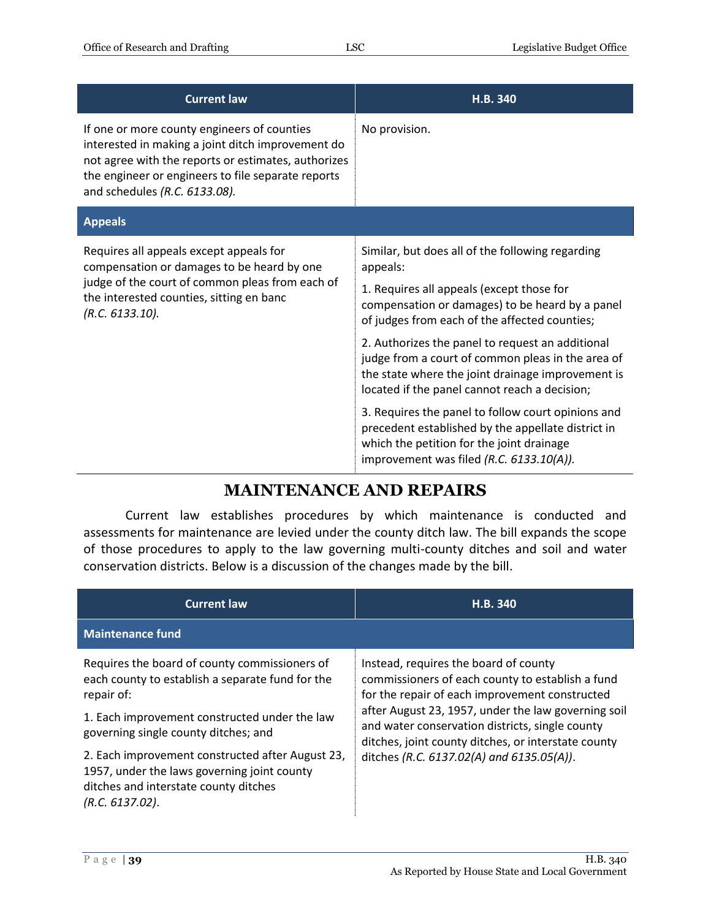| Current law | H.B. 340 |
|---|---|
| If one or more county engineers of counties interested in making a joint ditch improvement do not agree with the reports or estimates, authorizes the engineer or engineers to file separate reports and schedules *(R.C. 6133.08).* | No provision. |
| **Appeals** | |
| Requires all appeals except appeals for compensation or damages to be heard by one judge of the court of common pleas from each of the interested counties, sitting en banc *(R.C. 6133.10).* | Similar, but does all of the following regarding appeals:<br><br>1. Requires all appeals (except those for compensation or damages) to be heard by a panel of judges from each of the affected counties;<br><br>2. Authorizes the panel to request an additional judge from a court of common pleas in the area of the state where the joint drainage improvement is located if the panel cannot reach a decision;<br><br>3. Requires the panel to follow court opinions and precedent established by the appellate district in which the petition for the joint drainage improvement was filed *(R.C. 6133.10(A)).* |

# MAINTENANCE AND REPAIRS

Current law establishes procedures by which maintenance is conducted and assessments for maintenance are levied under the county ditch law. The bill expands the scope of those procedures to apply to the law governing multi-county ditches and soil and water conservation districts. Below is a discussion of the changes made by the bill.

| Current law | H.B. 340 |
|---|---|
| **Maintenance fund** | |
| Requires the board of county commissioners of each county to establish a separate fund for the repair of:<br><br>1. Each improvement constructed under the law governing single county ditches; and<br><br>2. Each improvement constructed after August 23, 1957, under the laws governing joint county ditches and interstate county ditches *(R.C. 6137.02)*. | Instead, requires the board of county commissioners of each county to establish a fund for the repair of each improvement constructed after August 23, 1957, under the law governing soil and water conservation districts, single county ditches, joint county ditches, or interstate county ditches *(R.C. 6137.02(A) and 6135.05(A))*. |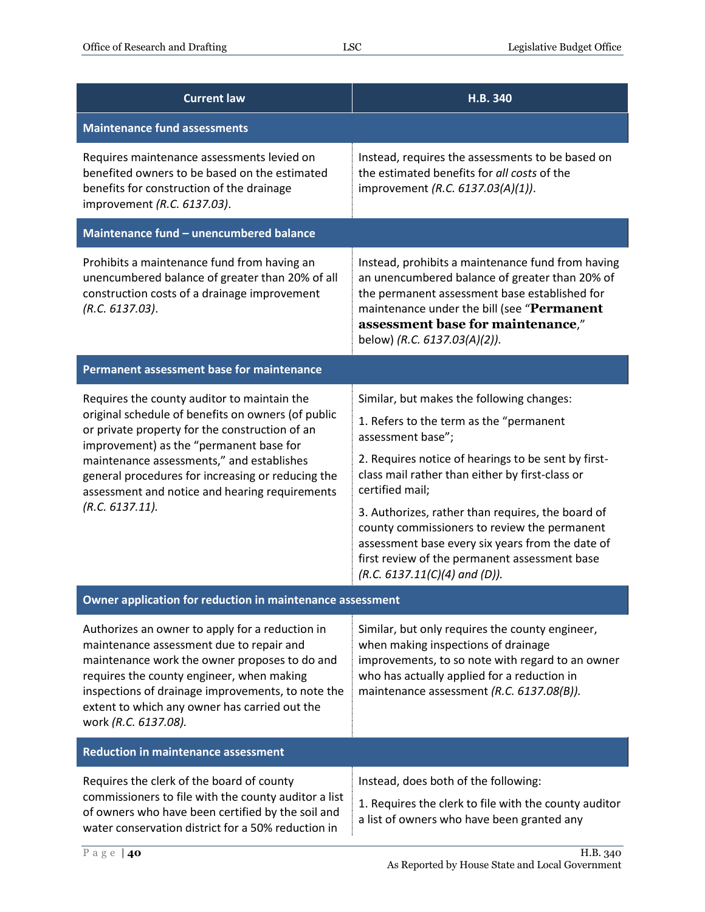| Current law | H.B. 340 |
|---|---|
| **Maintenance fund assessments** | |
| Requires maintenance assessments levied on benefited owners to be based on the estimated benefits for construction of the drainage improvement *(R.C. 6137.03)*. | Instead, requires the assessments to be based on the estimated benefits for *all costs* of the improvement *(R.C. 6137.03(A)(1))*. |
| **Maintenance fund – unencumbered balance** | |
| Prohibits a maintenance fund from having an unencumbered balance of greater than 20% of all construction costs of a drainage improvement *(R.C. 6137.03)*. | Instead, prohibits a maintenance fund from having an unencumbered balance of greater than 20% of the permanent assessment base established for maintenance under the bill (see "**Permanent assessment base for maintenance**," below) *(R.C. 6137.03(A)(2))*. |
| **Permanent assessment base for maintenance** | |
| Requires the county auditor to maintain the original schedule of benefits on owners (of public or private property for the construction of an improvement) as the "permanent base for maintenance assessments," and establishes general procedures for increasing or reducing the assessment and notice and hearing requirements *(R.C. 6137.11).* | Similar, but makes the following changes:<br>1. Refers to the term as the "permanent assessment base";<br>2. Requires notice of hearings to be sent by first-class mail rather than either by first-class or certified mail;<br>3. Authorizes, rather than requires, the board of county commissioners to review the permanent assessment base every six years from the date of first review of the permanent assessment base *(R.C. 6137.11(C)(4) and (D)).* |
| **Owner application for reduction in maintenance assessment** | |
| Authorizes an owner to apply for a reduction in maintenance assessment due to repair and maintenance work the owner proposes to do and requires the county engineer, when making inspections of drainage improvements, to note the extent to which any owner has carried out the work *(R.C. 6137.08).* | Similar, but only requires the county engineer, when making inspections of drainage improvements, to so note with regard to an owner who has actually applied for a reduction in maintenance assessment *(R.C. 6137.08(B)).* |
| **Reduction in maintenance assessment** | |
| Requires the clerk of the board of county commissioners to file with the county auditor a list of owners who have been certified by the soil and water conservation district for a 50% reduction in | Instead, does both of the following:<br>1. Requires the clerk to file with the county auditor a list of owners who have been granted any |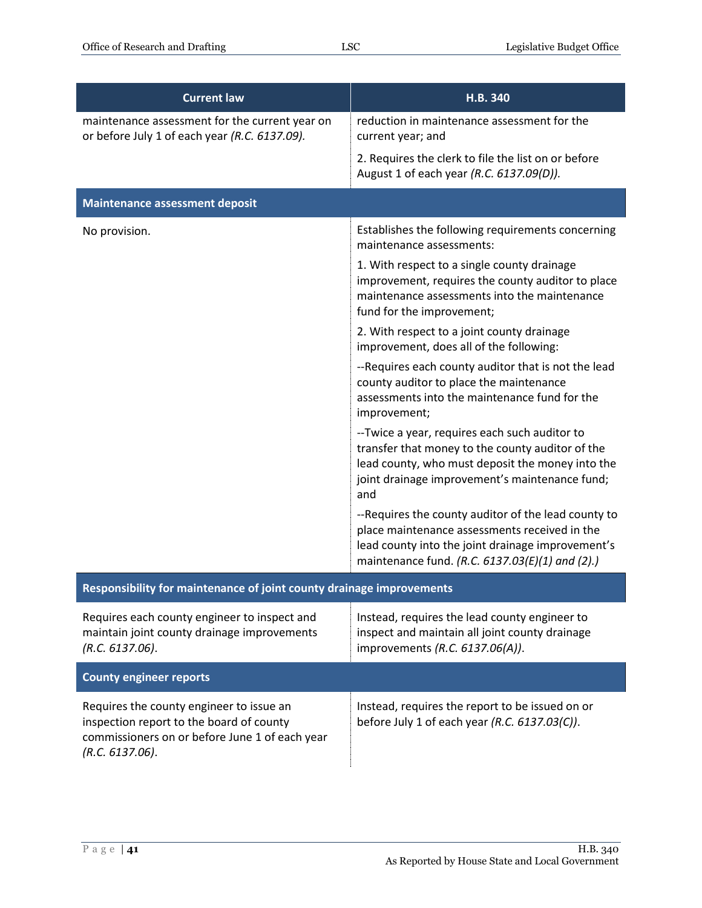| Current law | H.B. 340 |
|---|---|
| maintenance assessment for the current year on or before July 1 of each year *(R.C. 6137.09).* | reduction in maintenance assessment for the current year; and<br><br>2. Requires the clerk to file the list on or before August 1 of each year *(R.C. 6137.09(D)).* |
| **Maintenance assessment deposit** | |
| No provision. | Establishes the following requirements concerning maintenance assessments:<br><br>1. With respect to a single county drainage improvement, requires the county auditor to place maintenance assessments into the maintenance fund for the improvement;<br><br>2. With respect to a joint county drainage improvement, does all of the following:<br><br>--Requires each county auditor that is not the lead county auditor to place the maintenance assessments into the maintenance fund for the improvement;<br><br>--Twice a year, requires each such auditor to transfer that money to the county auditor of the lead county, who must deposit the money into the joint drainage improvement's maintenance fund; and<br><br>--Requires the county auditor of the lead county to place maintenance assessments received in the lead county into the joint drainage improvement's maintenance fund. *(R.C. 6137.03(E)(1) and (2).)* |
| **Responsibility for maintenance of joint county drainage improvements** | |
| Requires each county engineer to inspect and maintain joint county drainage improvements *(R.C. 6137.06)*. | Instead, requires the lead county engineer to inspect and maintain all joint county drainage improvements *(R.C. 6137.06(A))*. |
| **County engineer reports** | |
| Requires the county engineer to issue an inspection report to the board of county commissioners on or before June 1 of each year *(R.C. 6137.06)*. | Instead, requires the report to be issued on or before July 1 of each year *(R.C. 6137.03(C))*. |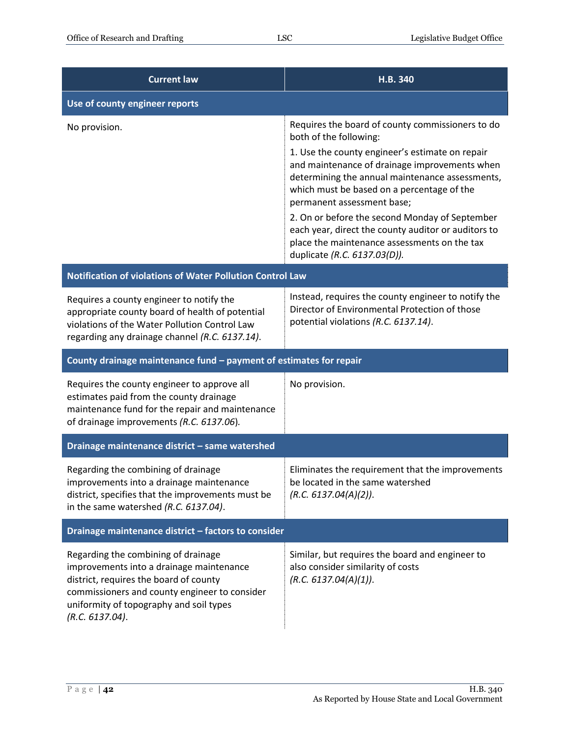| Current law | H.B. 340 |
|---|---|
| **Use of county engineer reports** | |
| No provision. | Requires the board of county commissioners to do both of the following:<br>1. Use the county engineer's estimate on repair and maintenance of drainage improvements when determining the annual maintenance assessments, which must be based on a percentage of the permanent assessment base;<br>2. On or before the second Monday of September each year, direct the county auditor or auditors to place the maintenance assessments on the tax duplicate *(R.C. 6137.03(D))*. |
| **Notification of violations of Water Pollution Control Law** | |
| Requires a county engineer to notify the appropriate county board of health of potential violations of the Water Pollution Control Law regarding any drainage channel *(R.C. 6137.14)*. | Instead, requires the county engineer to notify the Director of Environmental Protection of those potential violations *(R.C. 6137.14)*. |
| **County drainage maintenance fund – payment of estimates for repair** | |
| Requires the county engineer to approve all estimates paid from the county drainage maintenance fund for the repair and maintenance of drainage improvements *(R.C. 6137.06)*. | No provision. |
| **Drainage maintenance district – same watershed** | |
| Regarding the combining of drainage improvements into a drainage maintenance district, specifies that the improvements must be in the same watershed *(R.C. 6137.04)*. | Eliminates the requirement that the improvements be located in the same watershed *(R.C. 6137.04(A)(2))*. |
| **Drainage maintenance district – factors to consider** | |
| Regarding the combining of drainage improvements into a drainage maintenance district, requires the board of county commissioners and county engineer to consider uniformity of topography and soil types *(R.C. 6137.04)*. | Similar, but requires the board and engineer to also consider similarity of costs *(R.C. 6137.04(A)(1))*. |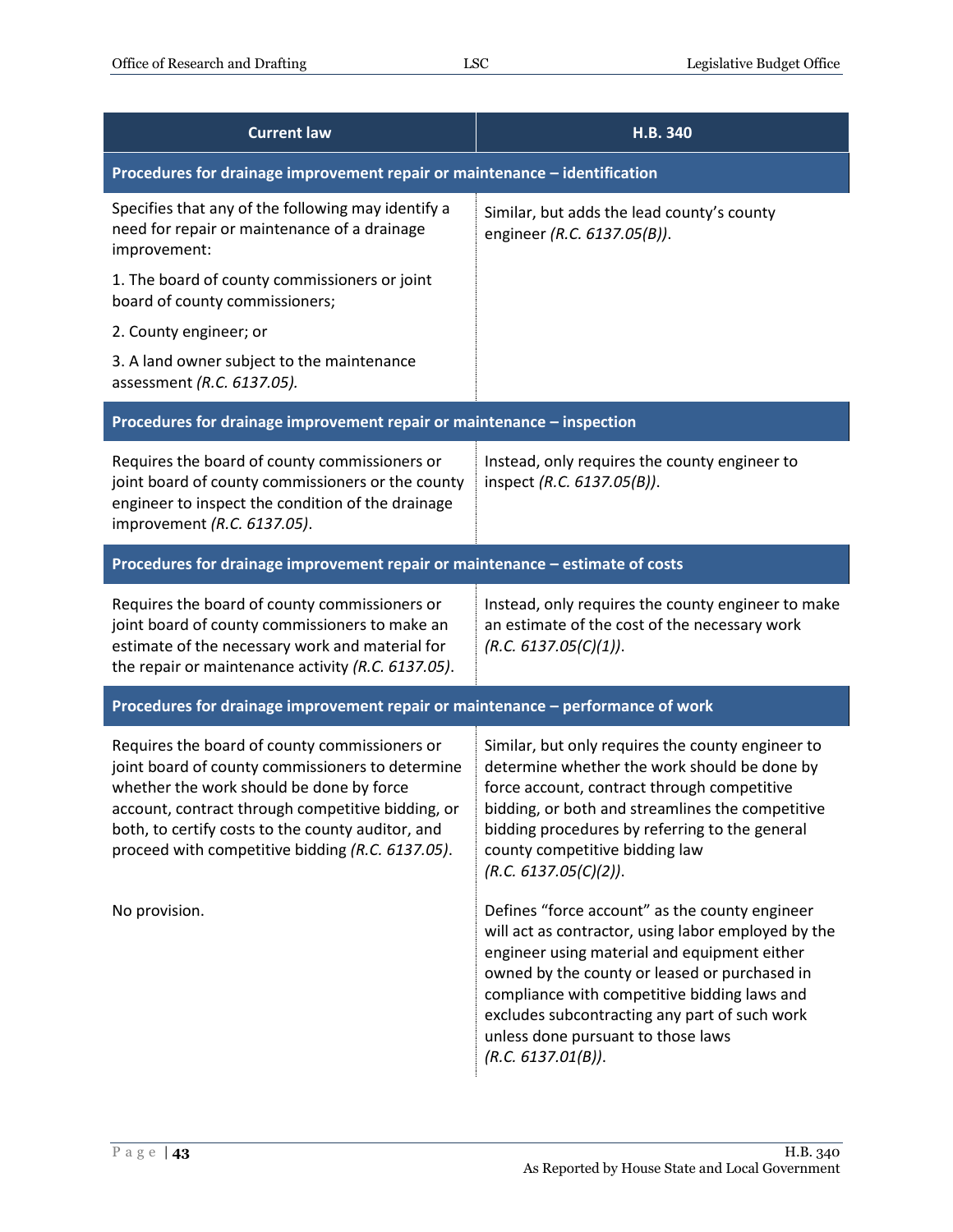| Current law | H.B. 340 |
| --- | --- |
| **Procedures for drainage improvement repair or maintenance – identification** | |
| Specifies that any of the following may identify a need for repair or maintenance of a drainage improvement:<br><br>1. The board of county commissioners or joint board of county commissioners;<br><br>2. County engineer; or<br><br>3. A land owner subject to the maintenance assessment *(R.C. 6137.05)*. | Similar, but adds the lead county's county engineer *(R.C. 6137.05(B))*. |
| **Procedures for drainage improvement repair or maintenance – inspection** | |
| Requires the board of county commissioners or joint board of county commissioners or the county engineer to inspect the condition of the drainage improvement *(R.C. 6137.05)*. | Instead, only requires the county engineer to inspect *(R.C. 6137.05(B))*. |
| **Procedures for drainage improvement repair or maintenance – estimate of costs** | |
| Requires the board of county commissioners or joint board of county commissioners to make an estimate of the necessary work and material for the repair or maintenance activity *(R.C. 6137.05)*. | Instead, only requires the county engineer to make an estimate of the cost of the necessary work *(R.C. 6137.05(C)(1))*. |
| **Procedures for drainage improvement repair or maintenance – performance of work** | |
| Requires the board of county commissioners or joint board of county commissioners to determine whether the work should be done by force account, contract through competitive bidding, or both, to certify costs to the county auditor, and proceed with competitive bidding *(R.C. 6137.05)*. | Similar, but only requires the county engineer to determine whether the work should be done by force account, contract through competitive bidding, or both and streamlines the competitive bidding procedures by referring to the general county competitive bidding law *(R.C. 6137.05(C)(2))*. |
| No provision. | Defines "force account" as the county engineer will act as contractor, using labor employed by the engineer using material and equipment either owned by the county or leased or purchased in compliance with competitive bidding laws and excludes subcontracting any part of such work unless done pursuant to those laws *(R.C. 6137.01(B))*. |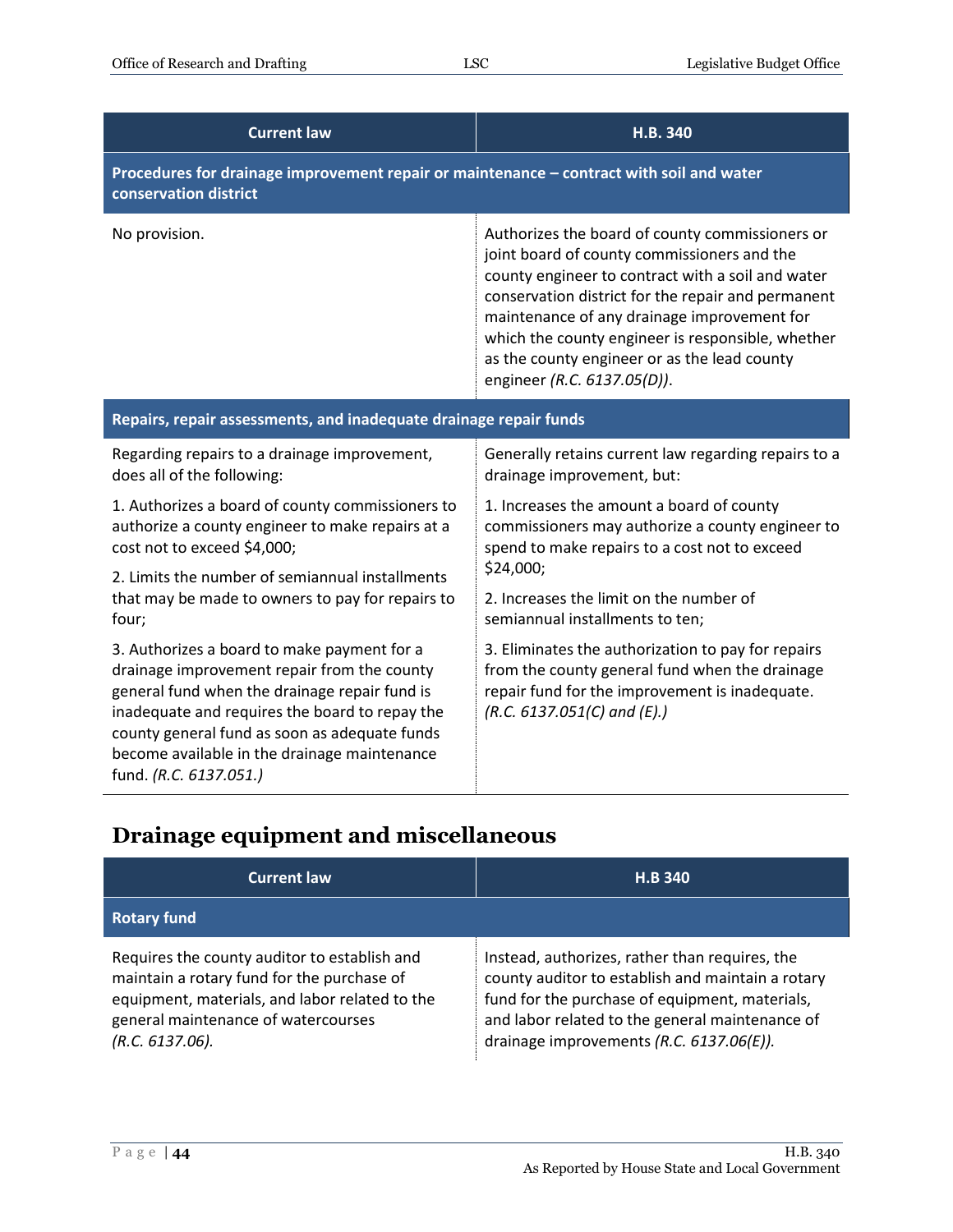| Current law | H.B. 340 |
|---|---|
| **Procedures for drainage improvement repair or maintenance – contract with soil and water conservation district** | |
| No provision. | Authorizes the board of county commissioners or joint board of county commissioners and the county engineer to contract with a soil and water conservation district for the repair and permanent maintenance of any drainage improvement for which the county engineer is responsible, whether as the county engineer or as the lead county engineer *(R.C. 6137.05(D))*. |
| **Repairs, repair assessments, and inadequate drainage repair funds** | |
| Regarding repairs to a drainage improvement, does all of the following:<br>1. Authorizes a board of county commissioners to authorize a county engineer to make repairs at a cost not to exceed $4,000;<br>2. Limits the number of semiannual installments that may be made to owners to pay for repairs to four;<br>3. Authorizes a board to make payment for a drainage improvement repair from the county general fund when the drainage repair fund is inadequate and requires the board to repay the county general fund as soon as adequate funds become available in the drainage maintenance fund. *(R.C. 6137.051.)* | Generally retains current law regarding repairs to a drainage improvement, but:<br>1. Increases the amount a board of county commissioners may authorize a county engineer to spend to make repairs to a cost not to exceed $24,000;<br>2. Increases the limit on the number of semiannual installments to ten;<br>3. Eliminates the authorization to pay for repairs from the county general fund when the drainage repair fund for the improvement is inadequate. *(R.C. 6137.051(C) and (E).)* |

## Drainage equipment and miscellaneous

| Current law | H.B 340 |
|---|---|
| **Rotary fund** | |
| Requires the county auditor to establish and maintain a rotary fund for the purchase of equipment, materials, and labor related to the general maintenance of watercourses *(R.C. 6137.06)*. | Instead, authorizes, rather than requires, the county auditor to establish and maintain a rotary fund for the purchase of equipment, materials, and labor related to the general maintenance of drainage improvements *(R.C. 6137.06(E))*. |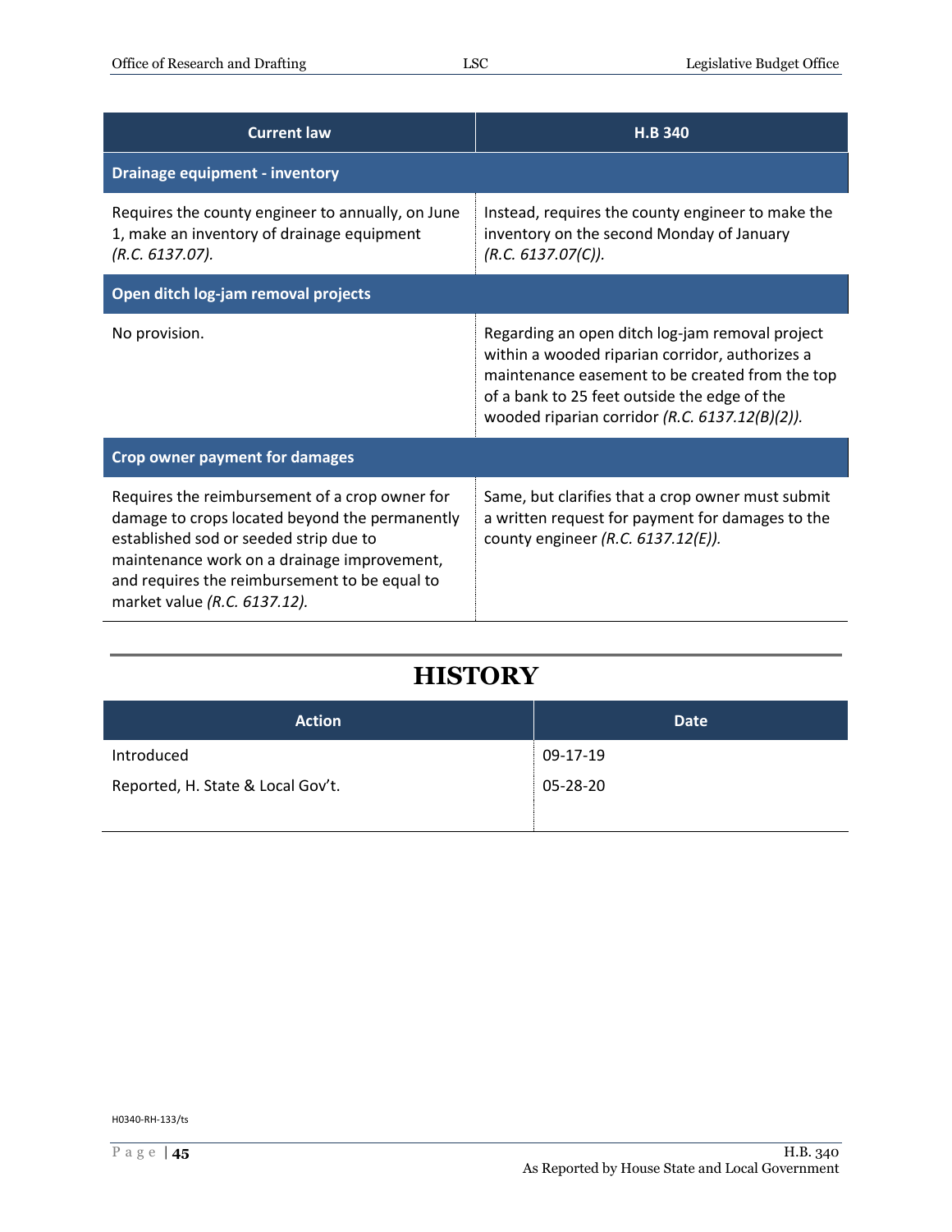| Current law | H.B 340 |
|---|---|
| **Drainage equipment - inventory** | |
| Requires the county engineer to annually, on June 1, make an inventory of drainage equipment *(R.C. 6137.07)*. | Instead, requires the county engineer to make the inventory on the second Monday of January *(R.C. 6137.07(C))*. |
| **Open ditch log-jam removal projects** | |
| No provision. | Regarding an open ditch log-jam removal project within a wooded riparian corridor, authorizes a maintenance easement to be created from the top of a bank to 25 feet outside the edge of the wooded riparian corridor *(R.C. 6137.12(B)(2))*. |
| **Crop owner payment for damages** | |
| Requires the reimbursement of a crop owner for damage to crops located beyond the permanently established sod or seeded strip due to maintenance work on a drainage improvement, and requires the reimbursement to be equal to market value *(R.C. 6137.12)*. | Same, but clarifies that a crop owner must submit a written request for payment for damages to the county engineer *(R.C. 6137.12(E))*. |

# HISTORY

| Action | Date |
|---|---|
| Introduced | 09-17-19 |
| Reported, H. State & Local Gov't. | 05-28-20 |

H0340-RH-133/ts